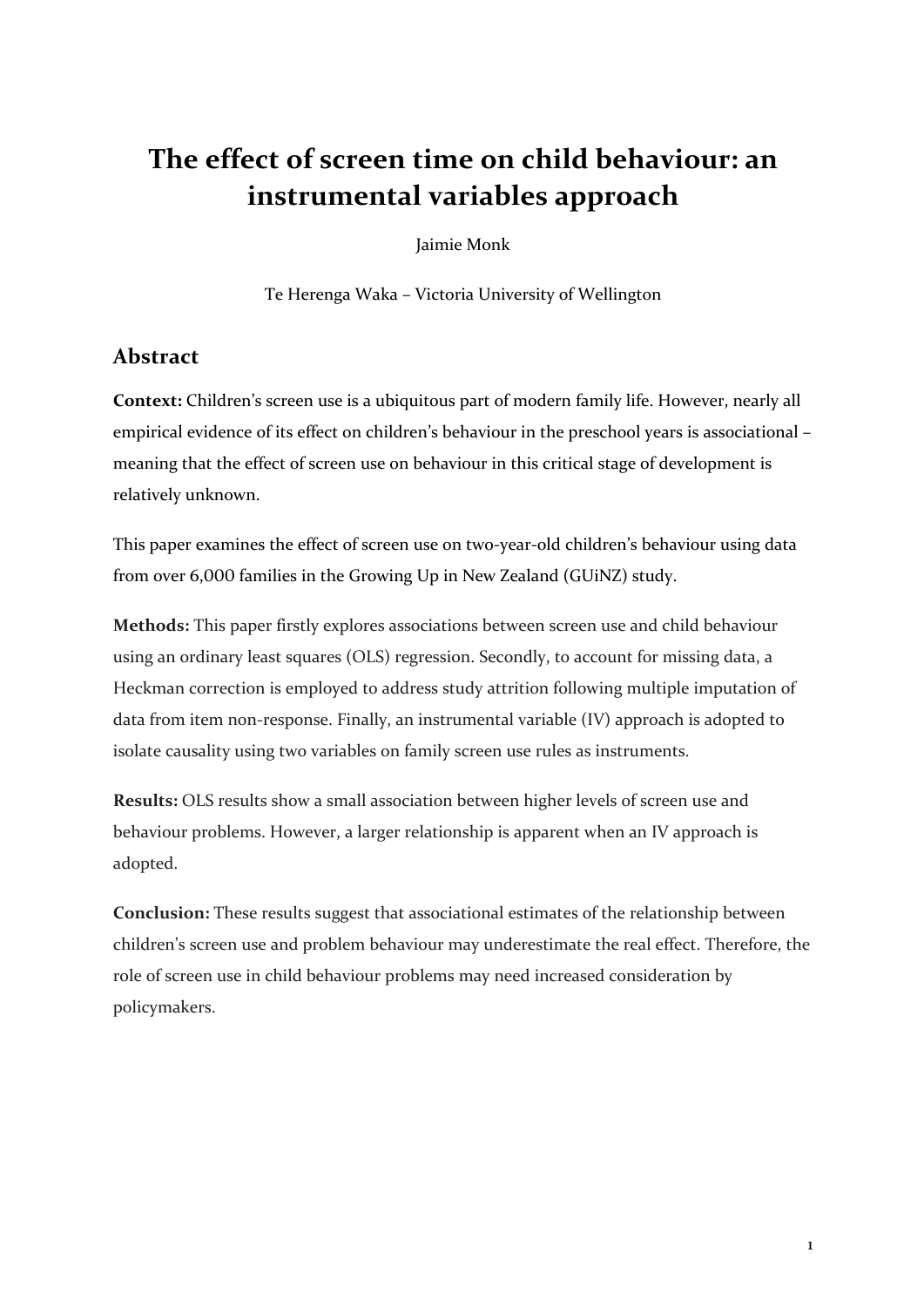# The effect of screen time on child behaviour: an instrumental variables approach

Jaimie Monk

Te Herenga Waka – Victoria University of Wellington

## Abstract

**Context:** Children's screen use is a ubiquitous part of modern family life. However, nearly all empirical evidence of its effect on children's behaviour in the preschool years is associational – meaning that the effect of screen use on behaviour in this critical stage of development is relatively unknown.

This paper examines the effect of screen use on two-year-old children's behaviour using data from over 6,000 families in the Growing Up in New Zealand (GUiNZ) study.

**Methods:** This paper firstly explores associations between screen use and child behaviour using an ordinary least squares (OLS) regression. Secondly, to account for missing data, a Heckman correction is employed to address study attrition following multiple imputation of data from item non-response. Finally, an instrumental variable (IV) approach is adopted to isolate causality using two variables on family screen use rules as instruments.

**Results:** OLS results show a small association between higher levels of screen use and behaviour problems. However, a larger relationship is apparent when an IV approach is adopted.

**Conclusion:** These results suggest that associational estimates of the relationship between children's screen use and problem behaviour may underestimate the real effect. Therefore, the role of screen use in child behaviour problems may need increased consideration by policymakers.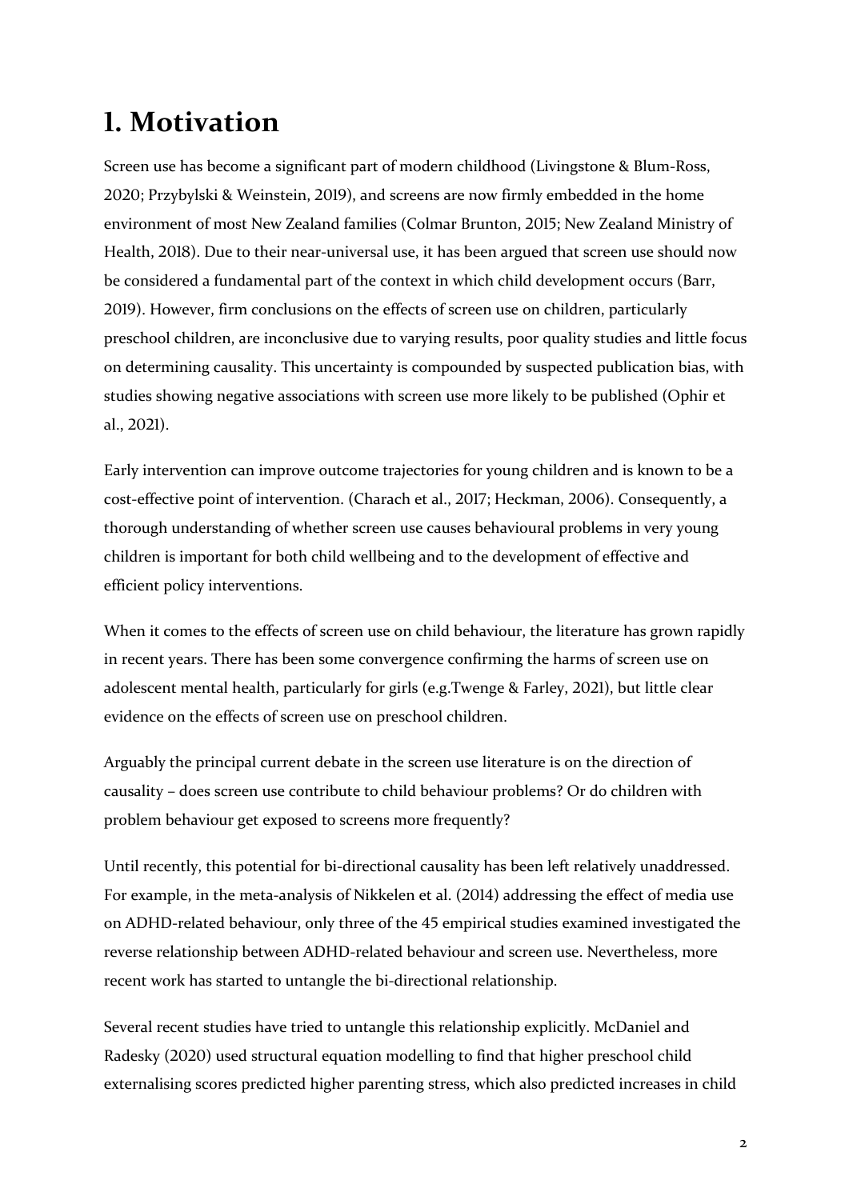# 1. Motivation

Screen use has become a significant part of modern childhood (Livingstone & Blum-Ross, 2020; Przybylski & Weinstein, 2019), and screens are now firmly embedded in the home environment of most New Zealand families (Colmar Brunton, 2015; New Zealand Ministry of Health, 2018). Due to their near-universal use, it has been argued that screen use should now be considered a fundamental part of the context in which child development occurs (Barr, 2019). However, firm conclusions on the effects of screen use on children, particularly preschool children, are inconclusive due to varying results, poor quality studies and little focus on determining causality. This uncertainty is compounded by suspected publication bias, with studies showing negative associations with screen use more likely to be published (Ophir et al., 2021).

Early intervention can improve outcome trajectories for young children and is known to be a cost-effective point of intervention. (Charach et al., 2017; Heckman, 2006). Consequently, a thorough understanding of whether screen use causes behavioural problems in very young children is important for both child wellbeing and to the development of effective and efficient policy interventions.

When it comes to the effects of screen use on child behaviour, the literature has grown rapidly in recent years. There has been some convergence confirming the harms of screen use on adolescent mental health, particularly for girls (e.g.Twenge & Farley, 2021), but little clear evidence on the effects of screen use on preschool children.

Arguably the principal current debate in the screen use literature is on the direction of causality – does screen use contribute to child behaviour problems? Or do children with problem behaviour get exposed to screens more frequently?

Until recently, this potential for bi-directional causality has been left relatively unaddressed. For example, in the meta-analysis of Nikkelen et al. (2014) addressing the effect of media use on ADHD-related behaviour, only three of the 45 empirical studies examined investigated the reverse relationship between ADHD-related behaviour and screen use. Nevertheless, more recent work has started to untangle the bi-directional relationship.

Several recent studies have tried to untangle this relationship explicitly. McDaniel and Radesky (2020) used structural equation modelling to find that higher preschool child externalising scores predicted higher parenting stress, which also predicted increases in child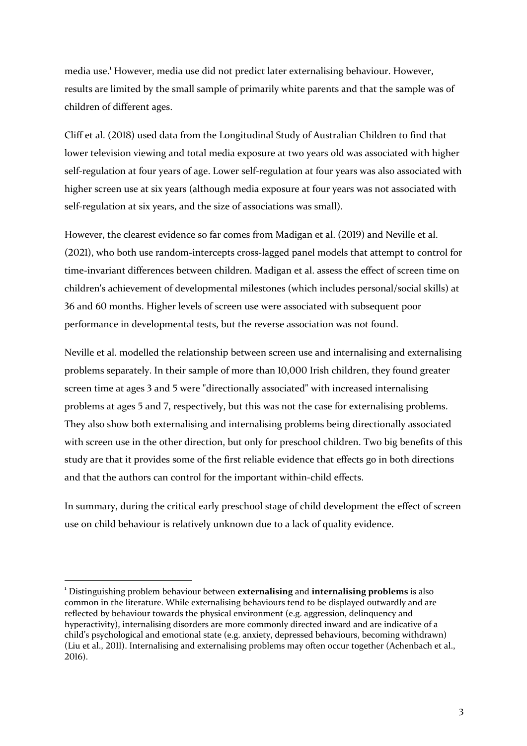media use.[1] However, media use did not predict later externalising behaviour. However, results are limited by the small sample of primarily white parents and that the sample was of children of different ages.

Cliff et al. (2018) used data from the Longitudinal Study of Australian Children to find that lower television viewing and total media exposure at two years old was associated with higher self-regulation at four years of age. Lower self-regulation at four years was also associated with higher screen use at six years (although media exposure at four years was not associated with self-regulation at six years, and the size of associations was small).

However, the clearest evidence so far comes from Madigan et al. (2019) and Neville et al. (2021), who both use random-intercepts cross-lagged panel models that attempt to control for time-invariant differences between children. Madigan et al. assess the effect of screen time on children's achievement of developmental milestones (which includes personal/social skills) at 36 and 60 months. Higher levels of screen use were associated with subsequent poor performance in developmental tests, but the reverse association was not found.

Neville et al. modelled the relationship between screen use and internalising and externalising problems separately. In their sample of more than 10,000 Irish children, they found greater screen time at ages 3 and 5 were "directionally associated" with increased internalising problems at ages 5 and 7, respectively, but this was not the case for externalising problems. They also show both externalising and internalising problems being directionally associated with screen use in the other direction, but only for preschool children. Two big benefits of this study are that it provides some of the first reliable evidence that effects go in both directions and that the authors can control for the important within-child effects.

In summary, during the critical early preschool stage of child development the effect of screen use on child behaviour is relatively unknown due to a lack of quality evidence.

---

[1] Distinguishing problem behaviour between **externalising** and **internalising problems** is also common in the literature. While externalising behaviours tend to be displayed outwardly and are reflected by behaviour towards the physical environment (e.g. aggression, delinquency and hyperactivity), internalising disorders are more commonly directed inward and are indicative of a child's psychological and emotional state (e.g. anxiety, depressed behaviours, becoming withdrawn) (Liu et al., 2011). Internalising and externalising problems may often occur together (Achenbach et al., 2016).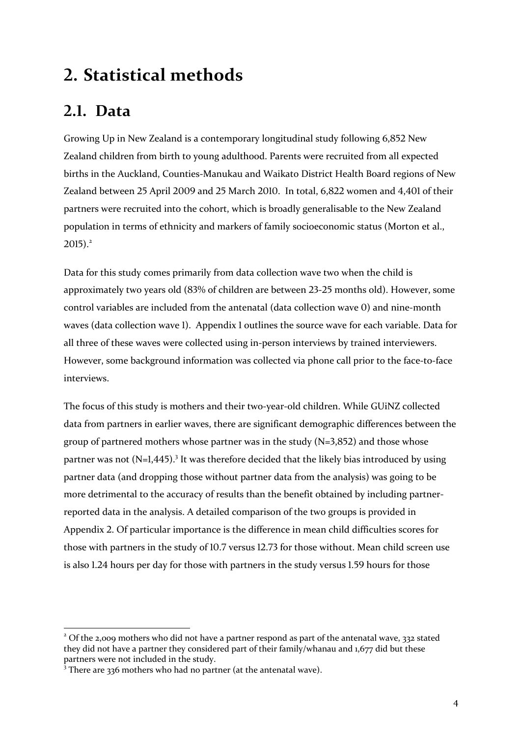# 2. Statistical methods

## 2.1. Data

Growing Up in New Zealand is a contemporary longitudinal study following 6,852 New Zealand children from birth to young adulthood. Parents were recruited from all expected births in the Auckland, Counties-Manukau and Waikato District Health Board regions of New Zealand between 25 April 2009 and 25 March 2010. In total, 6,822 women and 4,401 of their partners were recruited into the cohort, which is broadly generalisable to the New Zealand population in terms of ethnicity and markers of family socioeconomic status (Morton et al., 2015).[2]

Data for this study comes primarily from data collection wave two when the child is approximately two years old (83% of children are between 23-25 months old). However, some control variables are included from the antenatal (data collection wave 0) and nine-month waves (data collection wave 1). Appendix 1 outlines the source wave for each variable. Data for all three of these waves were collected using in-person interviews by trained interviewers. However, some background information was collected via phone call prior to the face-to-face interviews.

The focus of this study is mothers and their two-year-old children. While GUiNZ collected data from partners in earlier waves, there are significant demographic differences between the group of partnered mothers whose partner was in the study (N=3,852) and those whose partner was not (N=1,445).[3] It was therefore decided that the likely bias introduced by using partner data (and dropping those without partner data from the analysis) was going to be more detrimental to the accuracy of results than the benefit obtained by including partner-reported data in the analysis. A detailed comparison of the two groups is provided in Appendix 2. Of particular importance is the difference in mean child difficulties scores for those with partners in the study of 10.7 versus 12.73 for those without. Mean child screen use is also 1.24 hours per day for those with partners in the study versus 1.59 hours for those

[2] Of the 2,009 mothers who did not have a partner respond as part of the antenatal wave, 332 stated they did not have a partner they considered part of their family/whanau and 1,677 did but these partners were not included in the study.

[3] There are 336 mothers who had no partner (at the antenatal wave).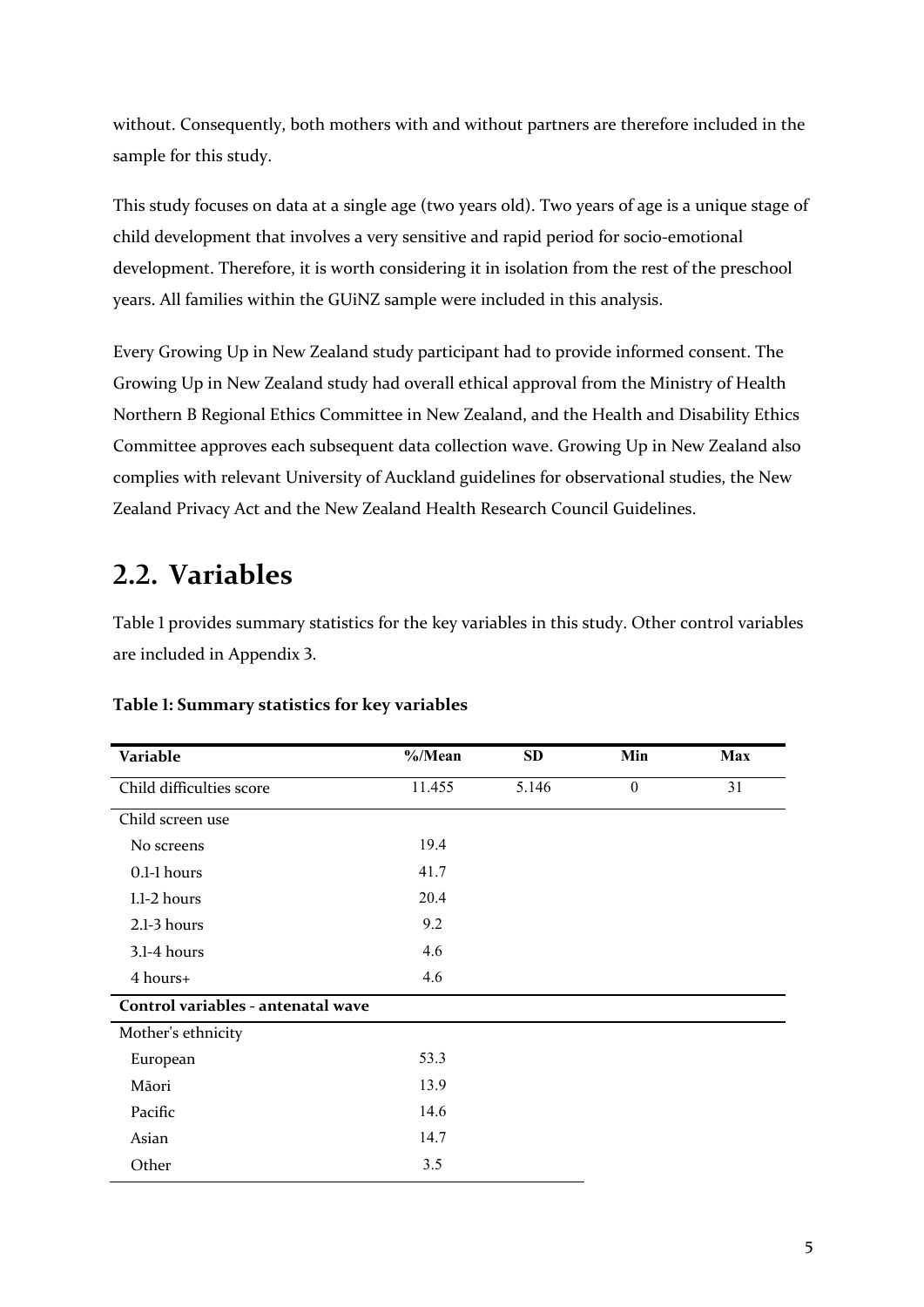without. Consequently, both mothers with and without partners are therefore included in the sample for this study.

This study focuses on data at a single age (two years old). Two years of age is a unique stage of child development that involves a very sensitive and rapid period for socio-emotional development. Therefore, it is worth considering it in isolation from the rest of the preschool years. All families within the GUiNZ sample were included in this analysis.

Every Growing Up in New Zealand study participant had to provide informed consent. The Growing Up in New Zealand study had overall ethical approval from the Ministry of Health Northern B Regional Ethics Committee in New Zealand, and the Health and Disability Ethics Committee approves each subsequent data collection wave. Growing Up in New Zealand also complies with relevant University of Auckland guidelines for observational studies, the New Zealand Privacy Act and the New Zealand Health Research Council Guidelines.

## 2.2. Variables

Table 1 provides summary statistics for the key variables in this study. Other control variables are included in Appendix 3.

**Table 1: Summary statistics for key variables**

| Variable | %/Mean | SD | Min | Max |
|---|---|---|---|---|
| Child difficulties score | 11.455 | 5.146 | 0 | 31 |
| Child screen use | | | | |
| No screens | 19.4 | | | |
| 0.1-1 hours | 41.7 | | | |
| 1.1-2 hours | 20.4 | | | |
| 2.1-3 hours | 9.2 | | | |
| 3.1-4 hours | 4.6 | | | |
| 4 hours+ | 4.6 | | | |
| **Control variables - antenatal wave** | | | | |
| Mother's ethnicity | | | | |
| European | 53.3 | | | |
| Māori | 13.9 | | | |
| Pacific | 14.6 | | | |
| Asian | 14.7 | | | |
| Other | 3.5 | | | |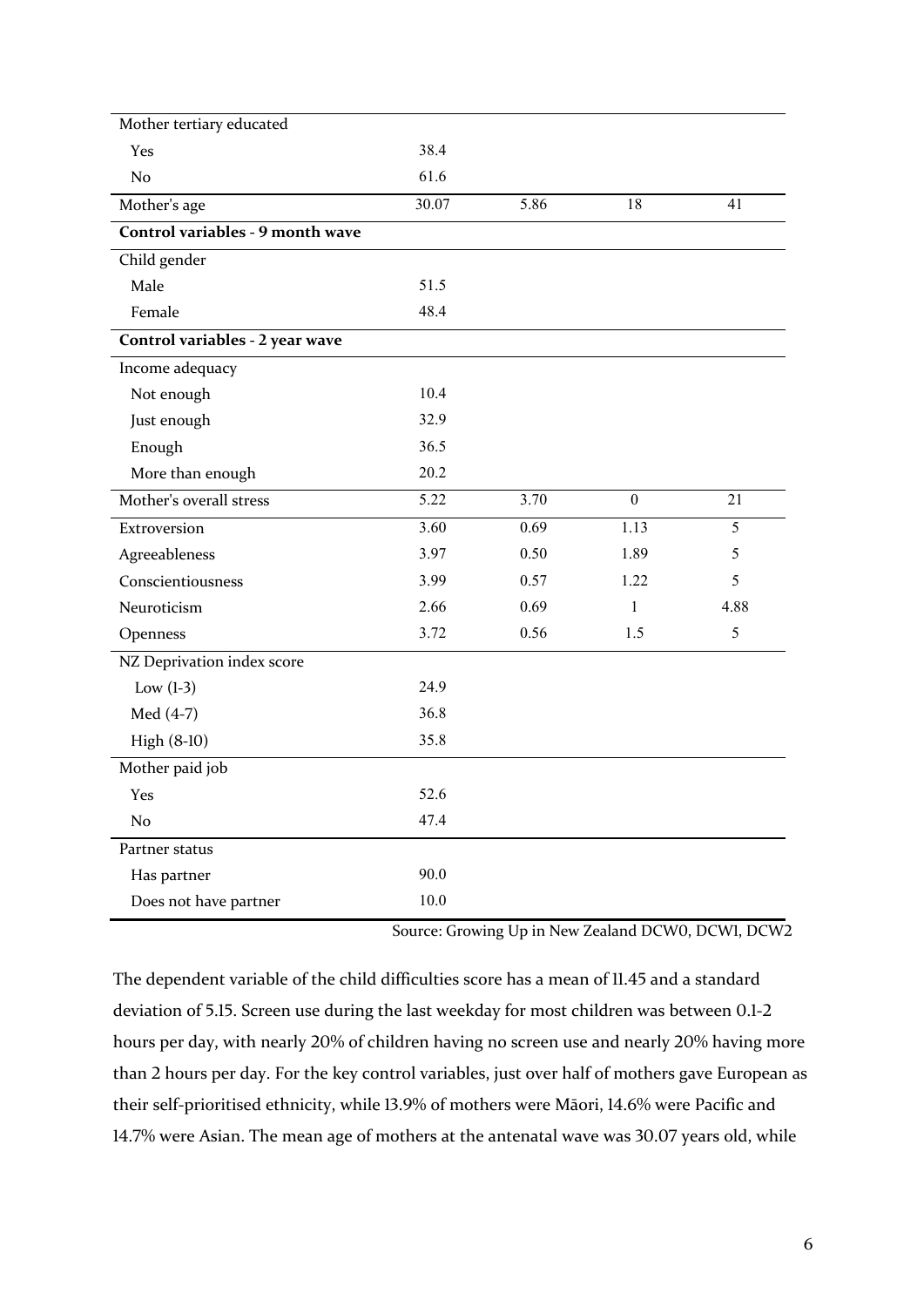| | | | | |
|---|---|---|---|---|
| Mother tertiary educated | | | | |
| Yes | 38.4 | | | |
| No | 61.6 | | | |
| Mother's age | 30.07 | 5.86 | 18 | 41 |
| **Control variables - 9 month wave** | | | | |
| Child gender | | | | |
| Male | 51.5 | | | |
| Female | 48.4 | | | |
| **Control variables - 2 year wave** | | | | |
| Income adequacy | | | | |
| Not enough | 10.4 | | | |
| Just enough | 32.9 | | | |
| Enough | 36.5 | | | |
| More than enough | 20.2 | | | |
| Mother's overall stress | 5.22 | 3.70 | 0 | 21 |
| Extroversion | 3.60 | 0.69 | 1.13 | 5 |
| Agreeableness | 3.97 | 0.50 | 1.89 | 5 |
| Conscientiousness | 3.99 | 0.57 | 1.22 | 5 |
| Neuroticism | 2.66 | 0.69 | 1 | 4.88 |
| Openness | 3.72 | 0.56 | 1.5 | 5 |
| NZ Deprivation index score | | | | |
| Low (1-3) | 24.9 | | | |
| Med (4-7) | 36.8 | | | |
| High (8-10) | 35.8 | | | |
| Mother paid job | | | | |
| Yes | 52.6 | | | |
| No | 47.4 | | | |
| Partner status | | | | |
| Has partner | 90.0 | | | |
| Does not have partner | 10.0 | | | |

Source: Growing Up in New Zealand DCW0, DCW1, DCW2

The dependent variable of the child difficulties score has a mean of 11.45 and a standard deviation of 5.15. Screen use during the last weekday for most children was between 0.1-2 hours per day, with nearly 20% of children having no screen use and nearly 20% having more than 2 hours per day. For the key control variables, just over half of mothers gave European as their self-prioritised ethnicity, while 13.9% of mothers were Māori, 14.6% were Pacific and 14.7% were Asian. The mean age of mothers at the antenatal wave was 30.07 years old, while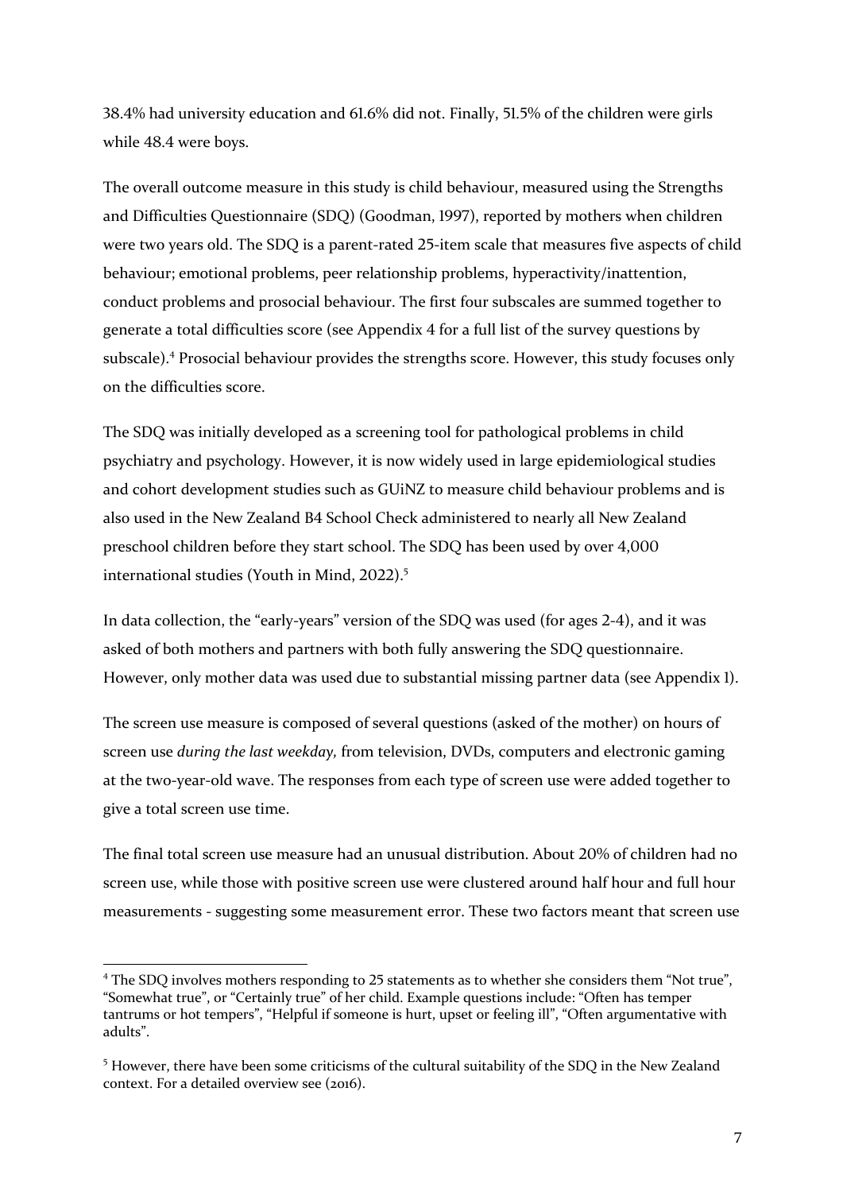38.4% had university education and 61.6% did not. Finally, 51.5% of the children were girls while 48.4 were boys.

The overall outcome measure in this study is child behaviour, measured using the Strengths and Difficulties Questionnaire (SDQ) (Goodman, 1997), reported by mothers when children were two years old. The SDQ is a parent-rated 25-item scale that measures five aspects of child behaviour; emotional problems, peer relationship problems, hyperactivity/inattention, conduct problems and prosocial behaviour. The first four subscales are summed together to generate a total difficulties score (see Appendix 4 for a full list of the survey questions by subscale).[4] Prosocial behaviour provides the strengths score. However, this study focuses only on the difficulties score.

The SDQ was initially developed as a screening tool for pathological problems in child psychiatry and psychology. However, it is now widely used in large epidemiological studies and cohort development studies such as GUiNZ to measure child behaviour problems and is also used in the New Zealand B4 School Check administered to nearly all New Zealand preschool children before they start school. The SDQ has been used by over 4,000 international studies (Youth in Mind, 2022).[5]

In data collection, the "early-years" version of the SDQ was used (for ages 2-4), and it was asked of both mothers and partners with both fully answering the SDQ questionnaire. However, only mother data was used due to substantial missing partner data (see Appendix 1).

The screen use measure is composed of several questions (asked of the mother) on hours of screen use *during the last weekday,* from television, DVDs, computers and electronic gaming at the two-year-old wave. The responses from each type of screen use were added together to give a total screen use time.

The final total screen use measure had an unusual distribution. About 20% of children had no screen use, while those with positive screen use were clustered around half hour and full hour measurements - suggesting some measurement error. These two factors meant that screen use

---

[4] The SDQ involves mothers responding to 25 statements as to whether she considers them "Not true", "Somewhat true", or "Certainly true" of her child. Example questions include: "Often has temper tantrums or hot tempers", "Helpful if someone is hurt, upset or feeling ill", "Often argumentative with adults".

[5] However, there have been some criticisms of the cultural suitability of the SDQ in the New Zealand context. For a detailed overview see (2016).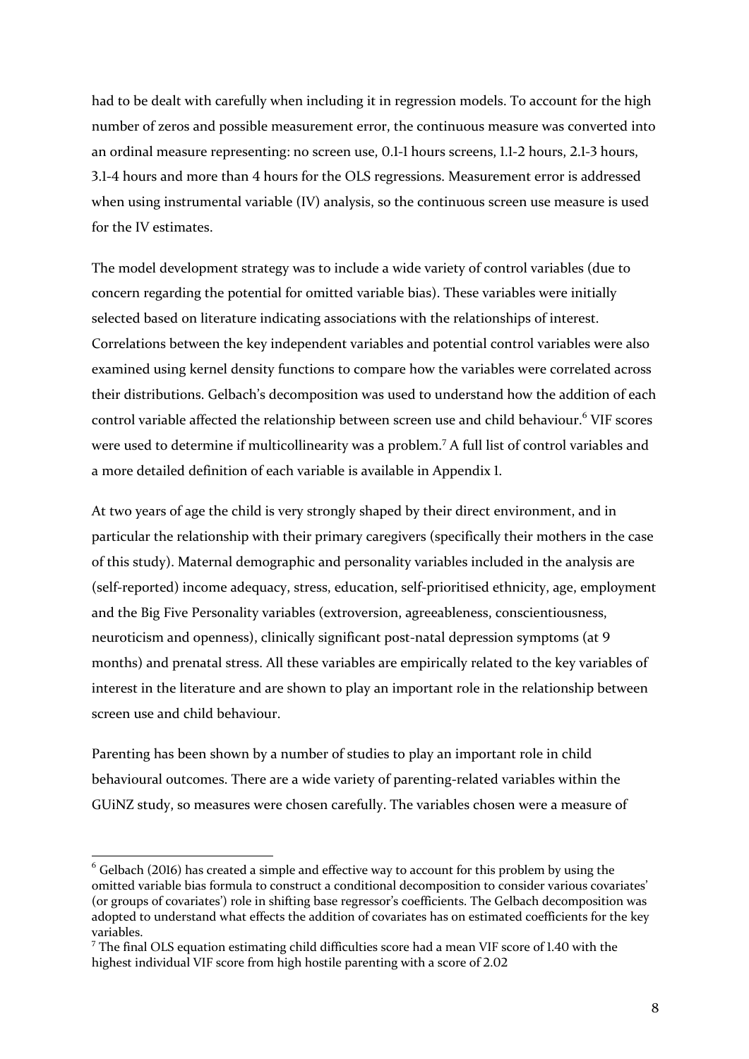had to be dealt with carefully when including it in regression models. To account for the high number of zeros and possible measurement error, the continuous measure was converted into an ordinal measure representing: no screen use, 0.1-1 hours screens, 1.1-2 hours, 2.1-3 hours, 3.1-4 hours and more than 4 hours for the OLS regressions. Measurement error is addressed when using instrumental variable (IV) analysis, so the continuous screen use measure is used for the IV estimates.

The model development strategy was to include a wide variety of control variables (due to concern regarding the potential for omitted variable bias). These variables were initially selected based on literature indicating associations with the relationships of interest. Correlations between the key independent variables and potential control variables were also examined using kernel density functions to compare how the variables were correlated across their distributions. Gelbach's decomposition was used to understand how the addition of each control variable affected the relationship between screen use and child behaviour.[6] VIF scores were used to determine if multicollinearity was a problem.[7] A full list of control variables and a more detailed definition of each variable is available in Appendix 1.

At two years of age the child is very strongly shaped by their direct environment, and in particular the relationship with their primary caregivers (specifically their mothers in the case of this study). Maternal demographic and personality variables included in the analysis are (self-reported) income adequacy, stress, education, self-prioritised ethnicity, age, employment and the Big Five Personality variables (extroversion, agreeableness, conscientiousness, neuroticism and openness), clinically significant post-natal depression symptoms (at 9 months) and prenatal stress. All these variables are empirically related to the key variables of interest in the literature and are shown to play an important role in the relationship between screen use and child behaviour.

Parenting has been shown by a number of studies to play an important role in child behavioural outcomes. There are a wide variety of parenting-related variables within the GUiNZ study, so measures were chosen carefully. The variables chosen were a measure of

---

[6] Gelbach (2016) has created a simple and effective way to account for this problem by using the omitted variable bias formula to construct a conditional decomposition to consider various covariates' (or groups of covariates') role in shifting base regressor's coefficients. The Gelbach decomposition was adopted to understand what effects the addition of covariates has on estimated coefficients for the key variables.

[7] The final OLS equation estimating child difficulties score had a mean VIF score of 1.40 with the highest individual VIF score from high hostile parenting with a score of 2.02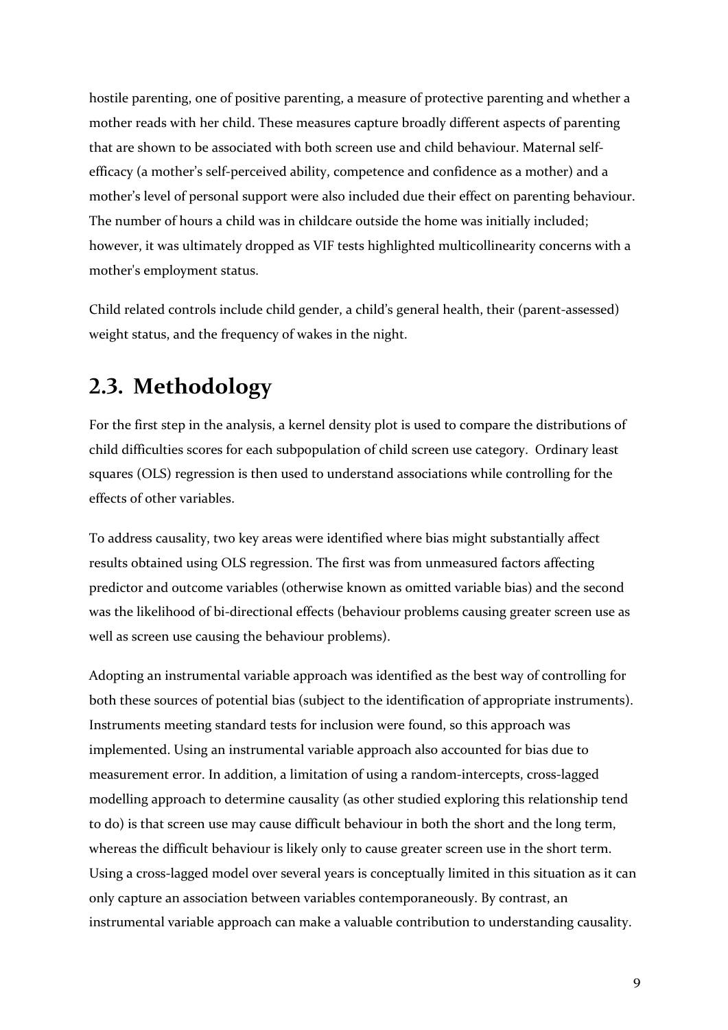hostile parenting, one of positive parenting, a measure of protective parenting and whether a mother reads with her child. These measures capture broadly different aspects of parenting that are shown to be associated with both screen use and child behaviour. Maternal self-efficacy (a mother's self-perceived ability, competence and confidence as a mother) and a mother's level of personal support were also included due their effect on parenting behaviour. The number of hours a child was in childcare outside the home was initially included; however, it was ultimately dropped as VIF tests highlighted multicollinearity concerns with a mother's employment status.

Child related controls include child gender, a child's general health, their (parent-assessed) weight status, and the frequency of wakes in the night.

## 2.3. Methodology

For the first step in the analysis, a kernel density plot is used to compare the distributions of child difficulties scores for each subpopulation of child screen use category. Ordinary least squares (OLS) regression is then used to understand associations while controlling for the effects of other variables.

To address causality, two key areas were identified where bias might substantially affect results obtained using OLS regression. The first was from unmeasured factors affecting predictor and outcome variables (otherwise known as omitted variable bias) and the second was the likelihood of bi-directional effects (behaviour problems causing greater screen use as well as screen use causing the behaviour problems).

Adopting an instrumental variable approach was identified as the best way of controlling for both these sources of potential bias (subject to the identification of appropriate instruments). Instruments meeting standard tests for inclusion were found, so this approach was implemented. Using an instrumental variable approach also accounted for bias due to measurement error. In addition, a limitation of using a random-intercepts, cross-lagged modelling approach to determine causality (as other studied exploring this relationship tend to do) is that screen use may cause difficult behaviour in both the short and the long term, whereas the difficult behaviour is likely only to cause greater screen use in the short term. Using a cross-lagged model over several years is conceptually limited in this situation as it can only capture an association between variables contemporaneously. By contrast, an instrumental variable approach can make a valuable contribution to understanding causality.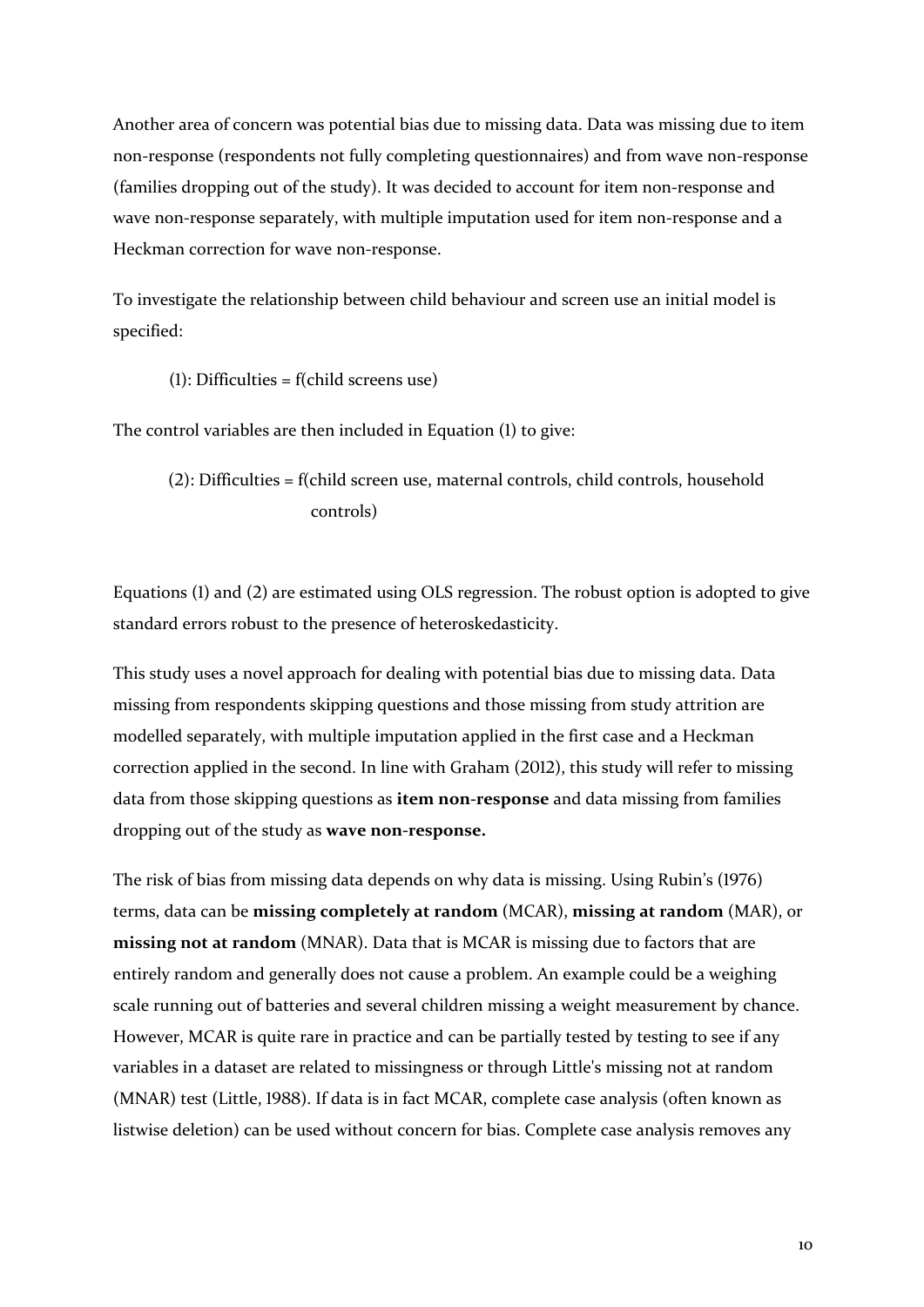Another area of concern was potential bias due to missing data. Data was missing due to item non-response (respondents not fully completing questionnaires) and from wave non-response (families dropping out of the study). It was decided to account for item non-response and wave non-response separately, with multiple imputation used for item non-response and a Heckman correction for wave non-response.

To investigate the relationship between child behaviour and screen use an initial model is specified:

(1): Difficulties = f(child screens use)

The control variables are then included in Equation (1) to give:

(2): Difficulties = f(child screen use, maternal controls, child controls, household controls)

Equations (1) and (2) are estimated using OLS regression. The robust option is adopted to give standard errors robust to the presence of heteroskedasticity.

This study uses a novel approach for dealing with potential bias due to missing data. Data missing from respondents skipping questions and those missing from study attrition are modelled separately, with multiple imputation applied in the first case and a Heckman correction applied in the second. In line with Graham (2012), this study will refer to missing data from those skipping questions as **item non-response** and data missing from families dropping out of the study as **wave non-response.**

The risk of bias from missing data depends on why data is missing. Using Rubin's (1976) terms, data can be **missing completely at random** (MCAR), **missing at random** (MAR), or **missing not at random** (MNAR). Data that is MCAR is missing due to factors that are entirely random and generally does not cause a problem. An example could be a weighing scale running out of batteries and several children missing a weight measurement by chance. However, MCAR is quite rare in practice and can be partially tested by testing to see if any variables in a dataset are related to missingness or through Little's missing not at random (MNAR) test (Little, 1988). If data is in fact MCAR, complete case analysis (often known as listwise deletion) can be used without concern for bias. Complete case analysis removes any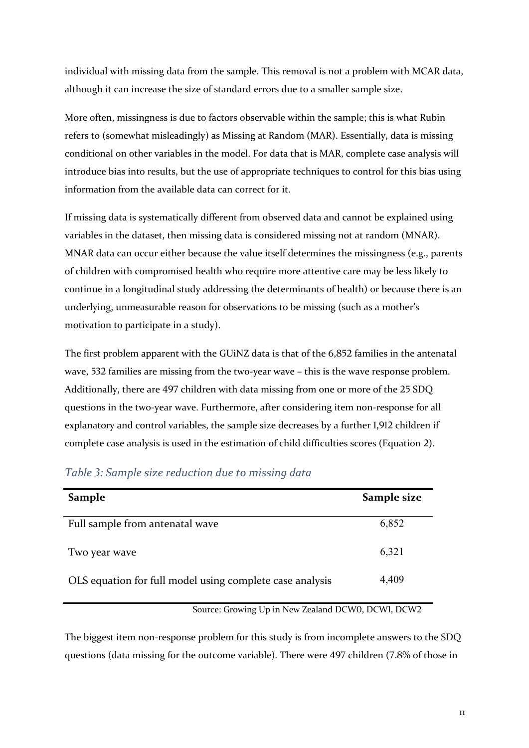individual with missing data from the sample. This removal is not a problem with MCAR data, although it can increase the size of standard errors due to a smaller sample size.

More often, missingness is due to factors observable within the sample; this is what Rubin refers to (somewhat misleadingly) as Missing at Random (MAR). Essentially, data is missing conditional on other variables in the model. For data that is MAR, complete case analysis will introduce bias into results, but the use of appropriate techniques to control for this bias using information from the available data can correct for it.

If missing data is systematically different from observed data and cannot be explained using variables in the dataset, then missing data is considered missing not at random (MNAR). MNAR data can occur either because the value itself determines the missingness (e.g., parents of children with compromised health who require more attentive care may be less likely to continue in a longitudinal study addressing the determinants of health) or because there is an underlying, unmeasurable reason for observations to be missing (such as a mother's motivation to participate in a study).

The first problem apparent with the GUiNZ data is that of the 6,852 families in the antenatal wave, 532 families are missing from the two-year wave – this is the wave response problem. Additionally, there are 497 children with data missing from one or more of the 25 SDQ questions in the two-year wave. Furthermore, after considering item non-response for all explanatory and control variables, the sample size decreases by a further 1,912 children if complete case analysis is used in the estimation of child difficulties scores (Equation 2).

*Table 3: Sample size reduction due to missing data*

| Sample | Sample size |
|---|---|
| Full sample from antenatal wave | 6,852 |
| Two year wave | 6,321 |
| OLS equation for full model using complete case analysis | 4,409 |

Source: Growing Up in New Zealand DCW0, DCW1, DCW2

The biggest item non-response problem for this study is from incomplete answers to the SDQ questions (data missing for the outcome variable). There were 497 children (7.8% of those in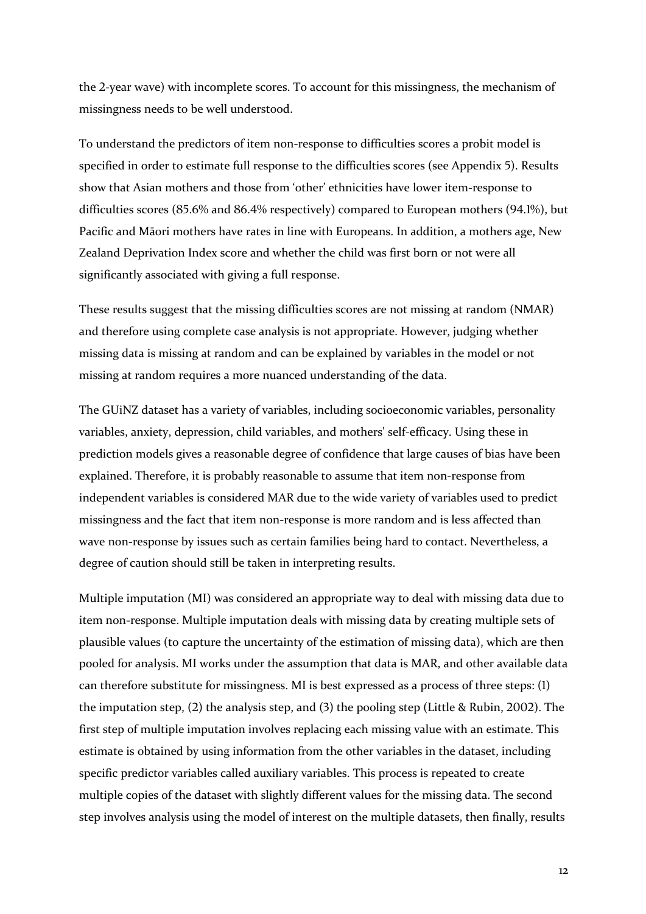the 2-year wave) with incomplete scores. To account for this missingness, the mechanism of missingness needs to be well understood.

To understand the predictors of item non-response to difficulties scores a probit model is specified in order to estimate full response to the difficulties scores (see Appendix 5). Results show that Asian mothers and those from 'other' ethnicities have lower item-response to difficulties scores (85.6% and 86.4% respectively) compared to European mothers (94.1%), but Pacific and Māori mothers have rates in line with Europeans. In addition, a mothers age, New Zealand Deprivation Index score and whether the child was first born or not were all significantly associated with giving a full response.

These results suggest that the missing difficulties scores are not missing at random (NMAR) and therefore using complete case analysis is not appropriate. However, judging whether missing data is missing at random and can be explained by variables in the model or not missing at random requires a more nuanced understanding of the data.

The GUiNZ dataset has a variety of variables, including socioeconomic variables, personality variables, anxiety, depression, child variables, and mothers' self-efficacy. Using these in prediction models gives a reasonable degree of confidence that large causes of bias have been explained. Therefore, it is probably reasonable to assume that item non-response from independent variables is considered MAR due to the wide variety of variables used to predict missingness and the fact that item non-response is more random and is less affected than wave non-response by issues such as certain families being hard to contact. Nevertheless, a degree of caution should still be taken in interpreting results.

Multiple imputation (MI) was considered an appropriate way to deal with missing data due to item non-response. Multiple imputation deals with missing data by creating multiple sets of plausible values (to capture the uncertainty of the estimation of missing data), which are then pooled for analysis. MI works under the assumption that data is MAR, and other available data can therefore substitute for missingness. MI is best expressed as a process of three steps: (1) the imputation step, (2) the analysis step, and (3) the pooling step (Little & Rubin, 2002). The first step of multiple imputation involves replacing each missing value with an estimate. This estimate is obtained by using information from the other variables in the dataset, including specific predictor variables called auxiliary variables. This process is repeated to create multiple copies of the dataset with slightly different values for the missing data. The second step involves analysis using the model of interest on the multiple datasets, then finally, results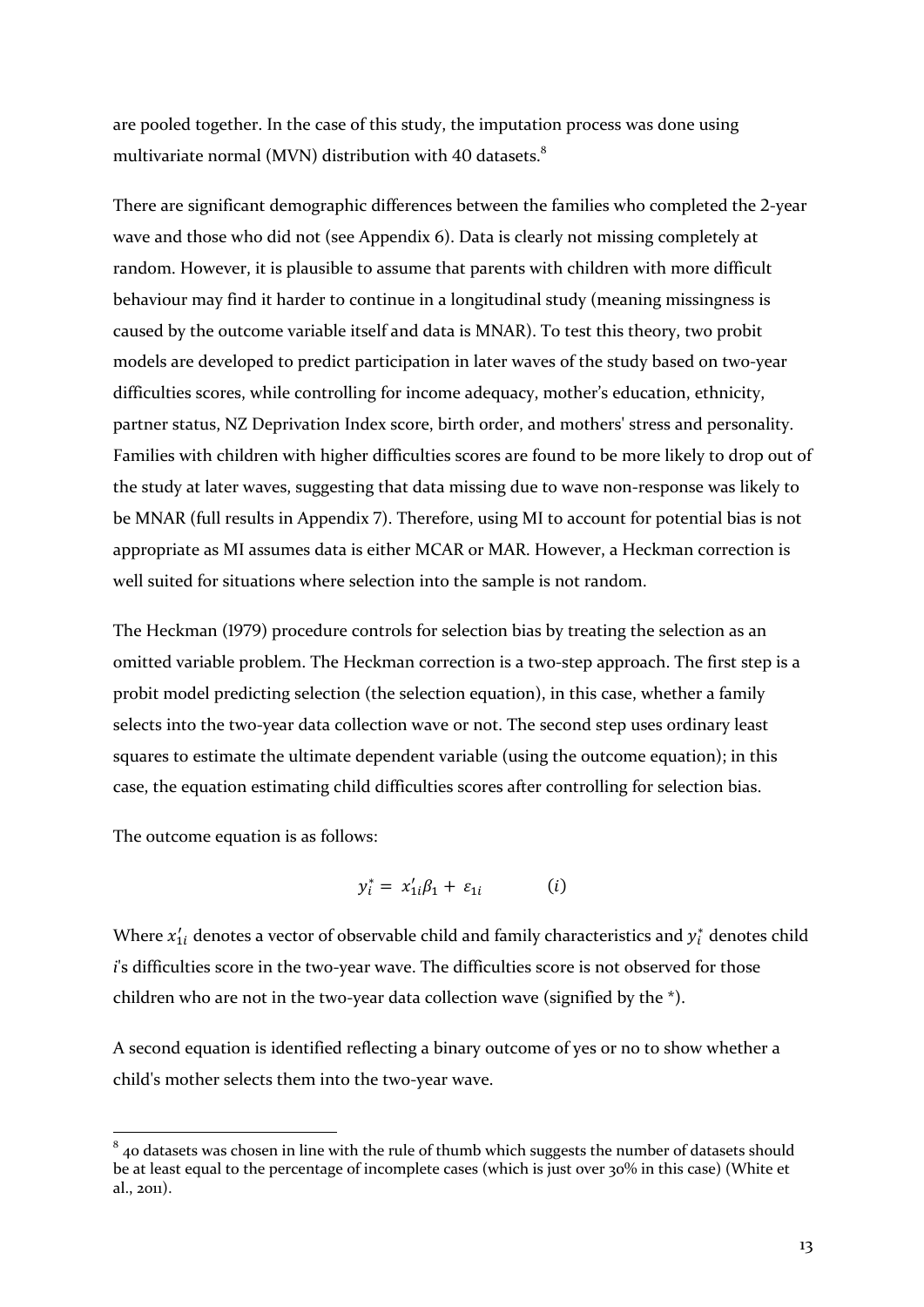are pooled together. In the case of this study, the imputation process was done using multivariate normal (MVN) distribution with 40 datasets.[8]

There are significant demographic differences between the families who completed the 2-year wave and those who did not (see Appendix 6). Data is clearly not missing completely at random. However, it is plausible to assume that parents with children with more difficult behaviour may find it harder to continue in a longitudinal study (meaning missingness is caused by the outcome variable itself and data is MNAR). To test this theory, two probit models are developed to predict participation in later waves of the study based on two-year difficulties scores, while controlling for income adequacy, mother's education, ethnicity, partner status, NZ Deprivation Index score, birth order, and mothers' stress and personality. Families with children with higher difficulties scores are found to be more likely to drop out of the study at later waves, suggesting that data missing due to wave non-response was likely to be MNAR (full results in Appendix 7). Therefore, using MI to account for potential bias is not appropriate as MI assumes data is either MCAR or MAR. However, a Heckman correction is well suited for situations where selection into the sample is not random.

The Heckman (1979) procedure controls for selection bias by treating the selection as an omitted variable problem. The Heckman correction is a two-step approach. The first step is a probit model predicting selection (the selection equation), in this case, whether a family selects into the two-year data collection wave or not. The second step uses ordinary least squares to estimate the ultimate dependent variable (using the outcome equation); in this case, the equation estimating child difficulties scores after controlling for selection bias.

The outcome equation is as follows:

$$y_i^* = x_{1i}'\beta_1 + \varepsilon_{1i} \qquad (i)$$

Where $x_{1i}'$ denotes a vector of observable child and family characteristics and $y_i^*$ denotes child *i*'s difficulties score in the two-year wave. The difficulties score is not observed for those children who are not in the two-year data collection wave (signified by the *).

A second equation is identified reflecting a binary outcome of yes or no to show whether a child's mother selects them into the two-year wave.

---

[8] 40 datasets was chosen in line with the rule of thumb which suggests the number of datasets should be at least equal to the percentage of incomplete cases (which is just over 30% in this case) (White et al., 2011).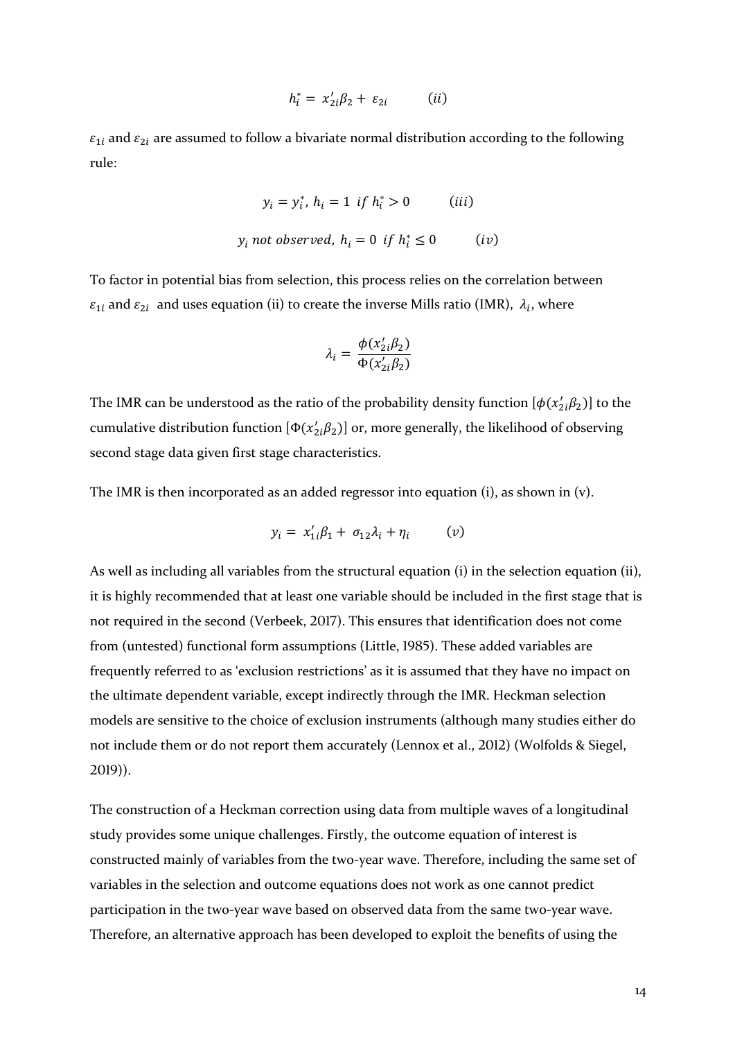$$h_i^* = x_{2i}'\beta_2 + \varepsilon_{2i} \qquad (ii)$$

$\varepsilon_{1i}$ and $\varepsilon_{2i}$ are assumed to follow a bivariate normal distribution according to the following rule:

$$y_i = y_i^*,\ h_i = 1\ \ if\ h_i^* > 0 \qquad (iii)$$

$$y_i\ not\ observed,\ h_i = 0\ \ if\ h_i^* \leq 0 \qquad (iv)$$

To factor in potential bias from selection, this process relies on the correlation between $\varepsilon_{1i}$ and $\varepsilon_{2i}$ and uses equation (ii) to create the inverse Mills ratio (IMR), $\lambda_i$, where

$$\lambda_i = \frac{\phi(x_{2i}'\beta_2)}{\Phi(x_{2i}'\beta_2)}$$

The IMR can be understood as the ratio of the probability density function $[\phi(x_{2i}'\beta_2)]$ to the cumulative distribution function $[\Phi(x_{2i}'\beta_2)]$ or, more generally, the likelihood of observing second stage data given first stage characteristics.

The IMR is then incorporated as an added regressor into equation (i), as shown in (v).

$$y_i = x_{1i}'\beta_1 + \sigma_{12}\lambda_i + \eta_i \qquad (v)$$

As well as including all variables from the structural equation (i) in the selection equation (ii), it is highly recommended that at least one variable should be included in the first stage that is not required in the second (Verbeek, 2017). This ensures that identification does not come from (untested) functional form assumptions (Little, 1985). These added variables are frequently referred to as 'exclusion restrictions' as it is assumed that they have no impact on the ultimate dependent variable, except indirectly through the IMR. Heckman selection models are sensitive to the choice of exclusion instruments (although many studies either do not include them or do not report them accurately (Lennox et al., 2012) (Wolfolds & Siegel, 2019)).

The construction of a Heckman correction using data from multiple waves of a longitudinal study provides some unique challenges. Firstly, the outcome equation of interest is constructed mainly of variables from the two-year wave. Therefore, including the same set of variables in the selection and outcome equations does not work as one cannot predict participation in the two-year wave based on observed data from the same two-year wave. Therefore, an alternative approach has been developed to exploit the benefits of using the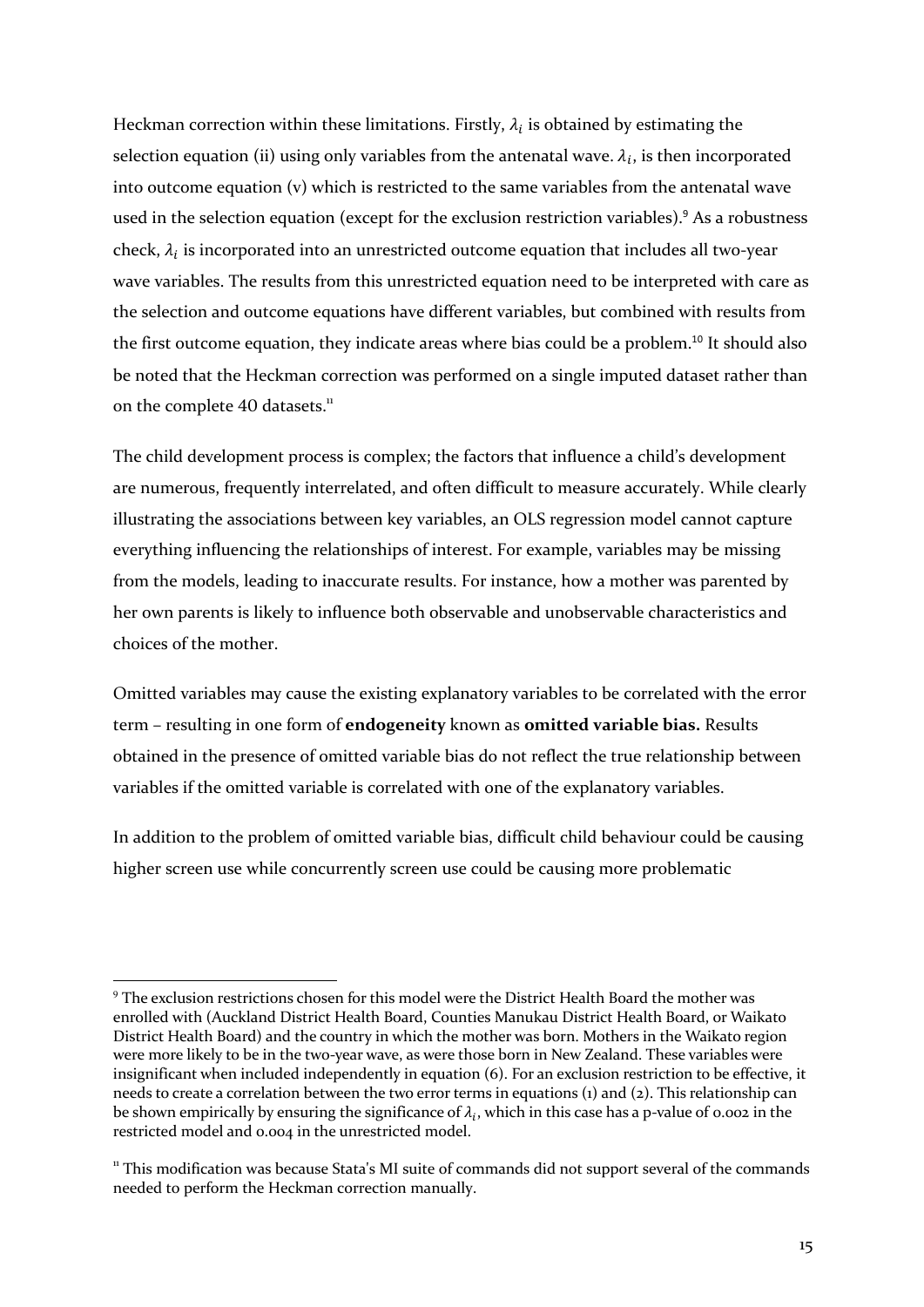Heckman correction within these limitations. Firstly, $\lambda_i$ is obtained by estimating the selection equation (ii) using only variables from the antenatal wave. $\lambda_i$, is then incorporated into outcome equation (v) which is restricted to the same variables from the antenatal wave used in the selection equation (except for the exclusion restriction variables).[9] As a robustness check, $\lambda_i$ is incorporated into an unrestricted outcome equation that includes all two-year wave variables. The results from this unrestricted equation need to be interpreted with care as the selection and outcome equations have different variables, but combined with results from the first outcome equation, they indicate areas where bias could be a problem.[10] It should also be noted that the Heckman correction was performed on a single imputed dataset rather than on the complete 40 datasets.[11]

The child development process is complex; the factors that influence a child's development are numerous, frequently interrelated, and often difficult to measure accurately. While clearly illustrating the associations between key variables, an OLS regression model cannot capture everything influencing the relationships of interest. For example, variables may be missing from the models, leading to inaccurate results. For instance, how a mother was parented by her own parents is likely to influence both observable and unobservable characteristics and choices of the mother.

Omitted variables may cause the existing explanatory variables to be correlated with the error term – resulting in one form of **endogeneity** known as **omitted variable bias.** Results obtained in the presence of omitted variable bias do not reflect the true relationship between variables if the omitted variable is correlated with one of the explanatory variables.

In addition to the problem of omitted variable bias, difficult child behaviour could be causing higher screen use while concurrently screen use could be causing more problematic

---

[9] The exclusion restrictions chosen for this model were the District Health Board the mother was enrolled with (Auckland District Health Board, Counties Manukau District Health Board, or Waikato District Health Board) and the country in which the mother was born. Mothers in the Waikato region were more likely to be in the two-year wave, as were those born in New Zealand. These variables were insignificant when included independently in equation (6). For an exclusion restriction to be effective, it needs to create a correlation between the two error terms in equations (1) and (2). This relationship can be shown empirically by ensuring the significance of $\lambda_i$, which in this case has a p-value of 0.002 in the restricted model and 0.004 in the unrestricted model.

[11] This modification was because Stata's MI suite of commands did not support several of the commands needed to perform the Heckman correction manually.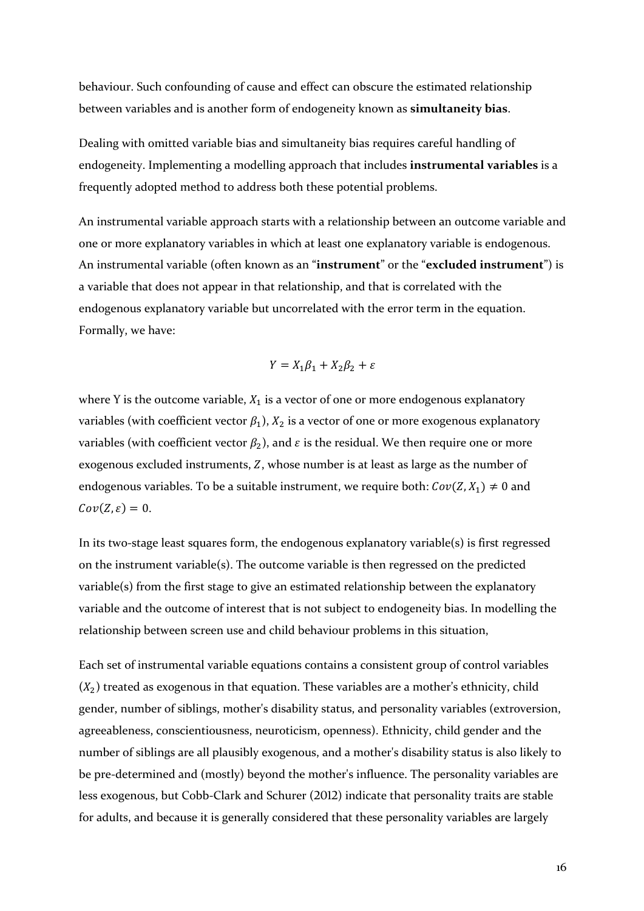behaviour. Such confounding of cause and effect can obscure the estimated relationship between variables and is another form of endogeneity known as **simultaneity bias**.

Dealing with omitted variable bias and simultaneity bias requires careful handling of endogeneity. Implementing a modelling approach that includes **instrumental variables** is a frequently adopted method to address both these potential problems.

An instrumental variable approach starts with a relationship between an outcome variable and one or more explanatory variables in which at least one explanatory variable is endogenous. An instrumental variable (often known as an "**instrument**" or the "**excluded instrument**") is a variable that does not appear in that relationship, and that is correlated with the endogenous explanatory variable but uncorrelated with the error term in the equation. Formally, we have:

$$Y = X_1\beta_1 + X_2\beta_2 + \varepsilon$$

where Y is the outcome variable, $X_1$ is a vector of one or more endogenous explanatory variables (with coefficient vector $\beta_1$), $X_2$ is a vector of one or more exogenous explanatory variables (with coefficient vector $\beta_2$), and $\varepsilon$ is the residual. We then require one or more exogenous excluded instruments, $Z$, whose number is at least as large as the number of endogenous variables. To be a suitable instrument, we require both: $Cov(Z, X_1) \neq 0$ and $Cov(Z, \varepsilon) = 0$.

In its two-stage least squares form, the endogenous explanatory variable(s) is first regressed on the instrument variable(s). The outcome variable is then regressed on the predicted variable(s) from the first stage to give an estimated relationship between the explanatory variable and the outcome of interest that is not subject to endogeneity bias. In modelling the relationship between screen use and child behaviour problems in this situation,

Each set of instrumental variable equations contains a consistent group of control variables ($X_2$) treated as exogenous in that equation. These variables are a mother's ethnicity, child gender, number of siblings, mother's disability status, and personality variables (extroversion, agreeableness, conscientiousness, neuroticism, openness). Ethnicity, child gender and the number of siblings are all plausibly exogenous, and a mother's disability status is also likely to be pre-determined and (mostly) beyond the mother's influence. The personality variables are less exogenous, but Cobb-Clark and Schurer (2012) indicate that personality traits are stable for adults, and because it is generally considered that these personality variables are largely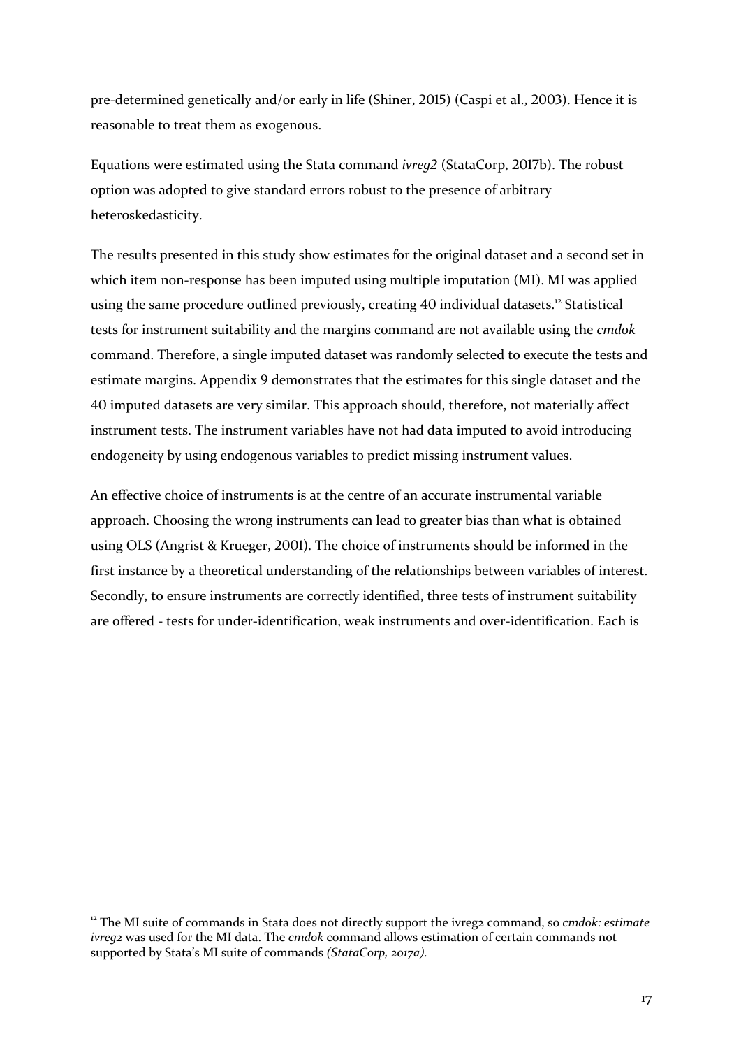pre-determined genetically and/or early in life (Shiner, 2015) (Caspi et al., 2003). Hence it is reasonable to treat them as exogenous.

Equations were estimated using the Stata command *ivreg2* (StataCorp, 2017b). The robust option was adopted to give standard errors robust to the presence of arbitrary heteroskedasticity.

The results presented in this study show estimates for the original dataset and a second set in which item non-response has been imputed using multiple imputation (MI). MI was applied using the same procedure outlined previously, creating 40 individual datasets.[12] Statistical tests for instrument suitability and the margins command are not available using the *cmdok* command. Therefore, a single imputed dataset was randomly selected to execute the tests and estimate margins. Appendix 9 demonstrates that the estimates for this single dataset and the 40 imputed datasets are very similar. This approach should, therefore, not materially affect instrument tests. The instrument variables have not had data imputed to avoid introducing endogeneity by using endogenous variables to predict missing instrument values.

An effective choice of instruments is at the centre of an accurate instrumental variable approach. Choosing the wrong instruments can lead to greater bias than what is obtained using OLS (Angrist & Krueger, 2001). The choice of instruments should be informed in the first instance by a theoretical understanding of the relationships between variables of interest. Secondly, to ensure instruments are correctly identified, three tests of instrument suitability are offered - tests for under-identification, weak instruments and over-identification. Each is

---

[12] The MI suite of commands in Stata does not directly support the ivreg2 command, so *cmdok: estimate ivreg2* was used for the MI data. The *cmdok* command allows estimation of certain commands not supported by Stata's MI suite of commands *(StataCorp, 2017a).*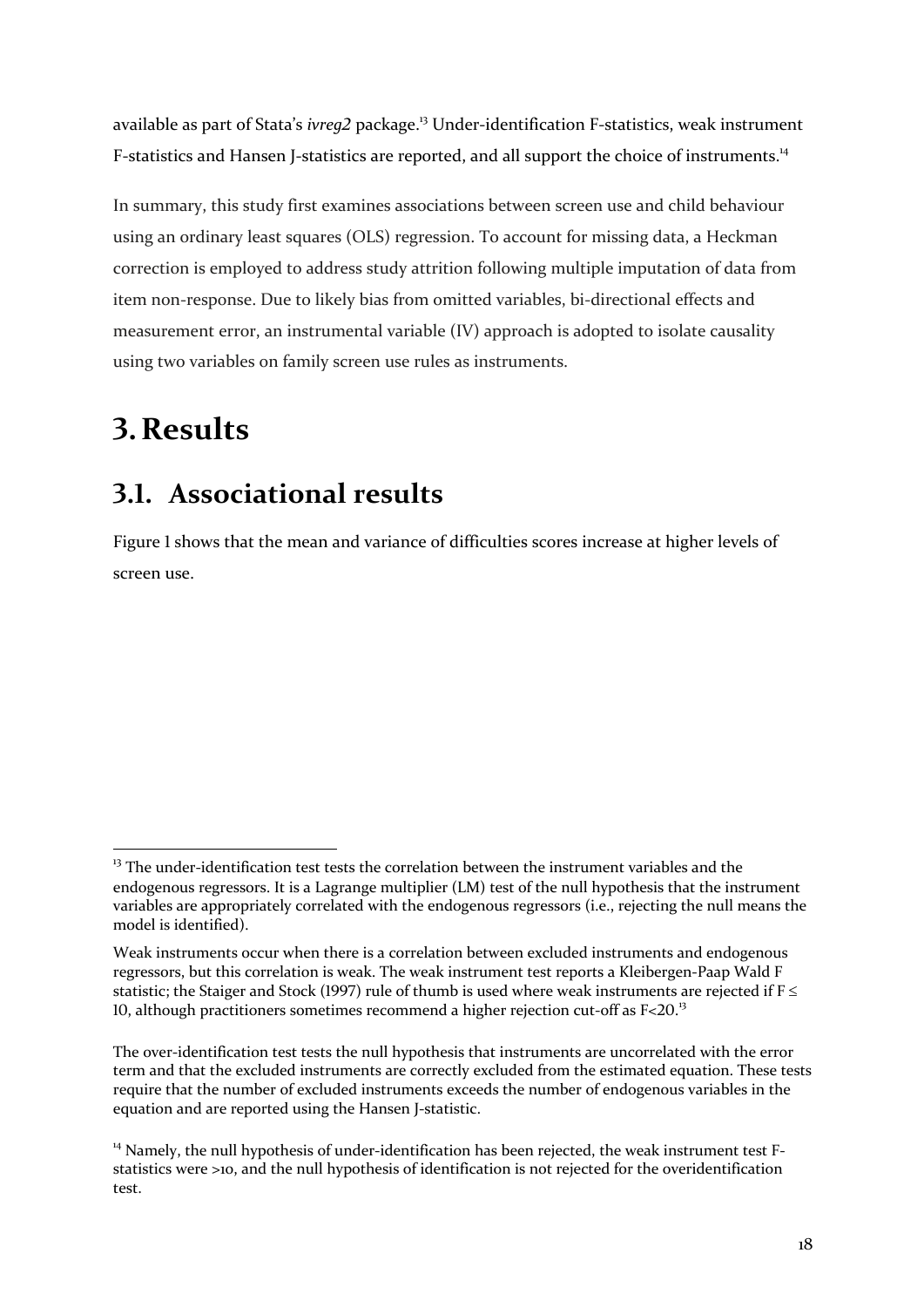available as part of Stata's *ivreg2* package.[13] Under-identification F-statistics, weak instrument F-statistics and Hansen J-statistics are reported, and all support the choice of instruments.[14]

In summary, this study first examines associations between screen use and child behaviour using an ordinary least squares (OLS) regression. To account for missing data, a Heckman correction is employed to address study attrition following multiple imputation of data from item non-response. Due to likely bias from omitted variables, bi-directional effects and measurement error, an instrumental variable (IV) approach is adopted to isolate causality using two variables on family screen use rules as instruments.

# 3. Results

## 3.1. Associational results

Figure 1 shows that the mean and variance of difficulties scores increase at higher levels of screen use.

---

[13] The under-identification test tests the correlation between the instrument variables and the endogenous regressors. It is a Lagrange multiplier (LM) test of the null hypothesis that the instrument variables are appropriately correlated with the endogenous regressors (i.e., rejecting the null means the model is identified).

Weak instruments occur when there is a correlation between excluded instruments and endogenous regressors, but this correlation is weak. The weak instrument test reports a Kleibergen-Paap Wald F statistic; the Staiger and Stock (1997) rule of thumb is used where weak instruments are rejected if $F \leq 10$, although practitioners sometimes recommend a higher rejection cut-off as $F<20$.[13]

The over-identification test tests the null hypothesis that instruments are uncorrelated with the error term and that the excluded instruments are correctly excluded from the estimated equation. These tests require that the number of excluded instruments exceeds the number of endogenous variables in the equation and are reported using the Hansen J-statistic.

[14] Namely, the null hypothesis of under-identification has been rejected, the weak instrument test F-statistics were >10, and the null hypothesis of identification is not rejected for the overidentification test.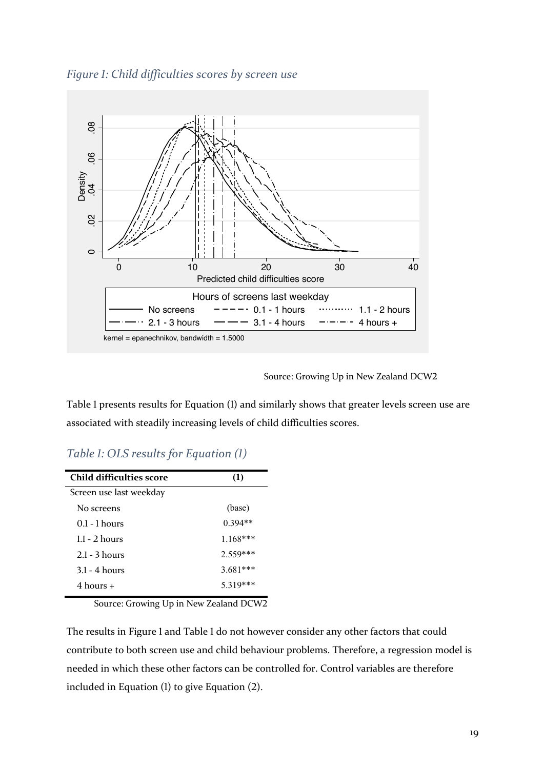*Figure 1: Child difficulties scores by screen use*

Source: Growing Up in New Zealand DCW2

Table 1 presents results for Equation (1) and similarly shows that greater levels screen use are associated with steadily increasing levels of child difficulties scores.

*Table 1: OLS results for Equation (1)*

| Child difficulties score | (1) |
|---|---|
| Screen use last weekday | |
| No screens | (base) |
| 0.1 - 1 hours | 0.394** |
| 1.1 - 2 hours | 1.168*** |
| 2.1 - 3 hours | 2.559*** |
| 3.1 - 4 hours | 3.681*** |
| 4 hours + | 5.319*** |

Source: Growing Up in New Zealand DCW2

The results in Figure 1 and Table 1 do not however consider any other factors that could contribute to both screen use and child behaviour problems. Therefore, a regression model is needed in which these other factors can be controlled for. Control variables are therefore included in Equation (1) to give Equation (2).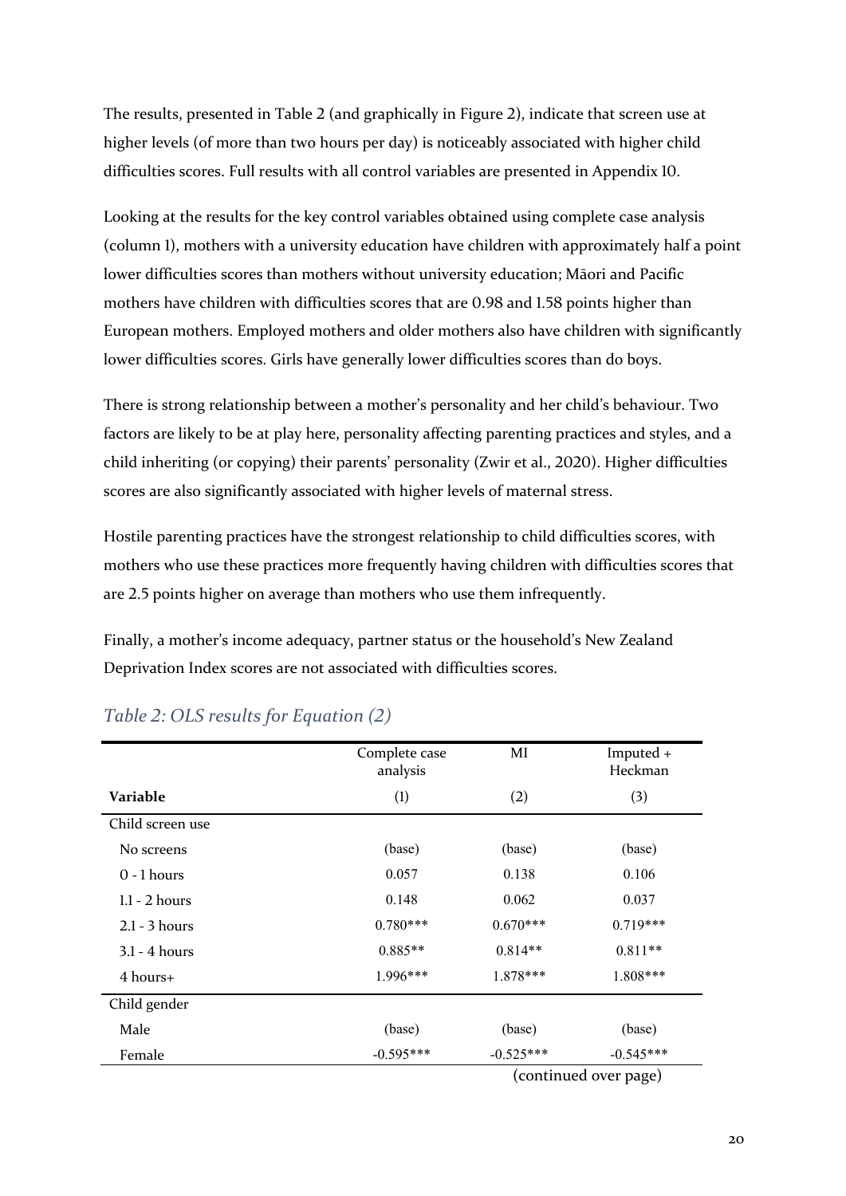The results, presented in Table 2 (and graphically in Figure 2), indicate that screen use at higher levels (of more than two hours per day) is noticeably associated with higher child difficulties scores. Full results with all control variables are presented in Appendix 10.

Looking at the results for the key control variables obtained using complete case analysis (column 1), mothers with a university education have children with approximately half a point lower difficulties scores than mothers without university education; Māori and Pacific mothers have children with difficulties scores that are 0.98 and 1.58 points higher than European mothers. Employed mothers and older mothers also have children with significantly lower difficulties scores. Girls have generally lower difficulties scores than do boys.

There is strong relationship between a mother's personality and her child's behaviour. Two factors are likely to be at play here, personality affecting parenting practices and styles, and a child inheriting (or copying) their parents' personality (Zwir et al., 2020). Higher difficulties scores are also significantly associated with higher levels of maternal stress.

Hostile parenting practices have the strongest relationship to child difficulties scores, with mothers who use these practices more frequently having children with difficulties scores that are 2.5 points higher on average than mothers who use them infrequently.

Finally, a mother's income adequacy, partner status or the household's New Zealand Deprivation Index scores are not associated with difficulties scores.

## *Table 2: OLS results for Equation (2)*

| | Complete case analysis | MI | Imputed + Heckman |
|---|---|---|---|
| **Variable** | (1) | (2) | (3) |
| Child screen use | | | |
| No screens | (base) | (base) | (base) |
| 0 - 1 hours | 0.057 | 0.138 | 0.106 |
| 1.1 - 2 hours | 0.148 | 0.062 | 0.037 |
| 2.1 - 3 hours | 0.780*** | 0.670*** | 0.719*** |
| 3.1 - 4 hours | 0.885** | 0.814** | 0.811** |
| 4 hours+ | 1.996*** | 1.878*** | 1.808*** |
| Child gender | | | |
| Male | (base) | (base) | (base) |
| Female | -0.595*** | -0.525*** | -0.545*** |

(continued over page)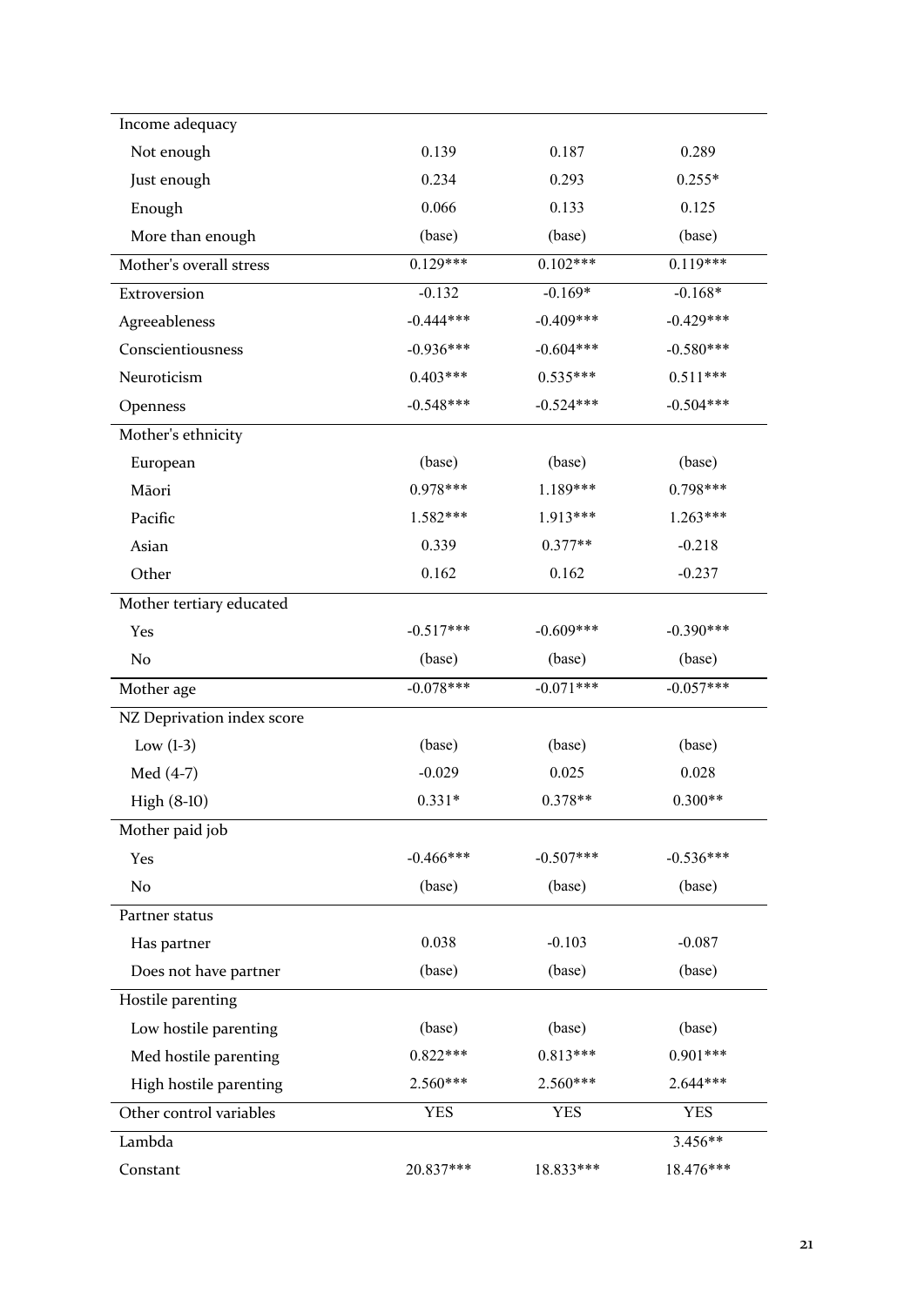| | | | |
|---|---|---|---|
| Income adequacy | | | |
| Not enough | 0.139 | 0.187 | 0.289 |
| Just enough | 0.234 | 0.293 | 0.255* |
| Enough | 0.066 | 0.133 | 0.125 |
| More than enough | (base) | (base) | (base) |
| Mother's overall stress | 0.129*** | 0.102*** | 0.119*** |
| Extroversion | -0.132 | -0.169* | -0.168* |
| Agreeableness | -0.444*** | -0.409*** | -0.429*** |
| Conscientiousness | -0.936*** | -0.604*** | -0.580*** |
| Neuroticism | 0.403*** | 0.535*** | 0.511*** |
| Openness | -0.548*** | -0.524*** | -0.504*** |
| Mother's ethnicity | | | |
| European | (base) | (base) | (base) |
| Māori | 0.978*** | 1.189*** | 0.798*** |
| Pacific | 1.582*** | 1.913*** | 1.263*** |
| Asian | 0.339 | 0.377** | -0.218 |
| Other | 0.162 | 0.162 | -0.237 |
| Mother tertiary educated | | | |
| Yes | -0.517*** | -0.609*** | -0.390*** |
| No | (base) | (base) | (base) |
| Mother age | -0.078*** | -0.071*** | -0.057*** |
| NZ Deprivation index score | | | |
| Low (1-3) | (base) | (base) | (base) |
| Med (4-7) | -0.029 | 0.025 | 0.028 |
| High (8-10) | 0.331* | 0.378** | 0.300** |
| Mother paid job | | | |
| Yes | -0.466*** | -0.507*** | -0.536*** |
| No | (base) | (base) | (base) |
| Partner status | | | |
| Has partner | 0.038 | -0.103 | -0.087 |
| Does not have partner | (base) | (base) | (base) |
| Hostile parenting | | | |
| Low hostile parenting | (base) | (base) | (base) |
| Med hostile parenting | 0.822*** | 0.813*** | 0.901*** |
| High hostile parenting | 2.560*** | 2.560*** | 2.644*** |
| Other control variables | YES | YES | YES |
| Lambda | | | 3.456** |
| Constant | 20.837*** | 18.833*** | 18.476*** |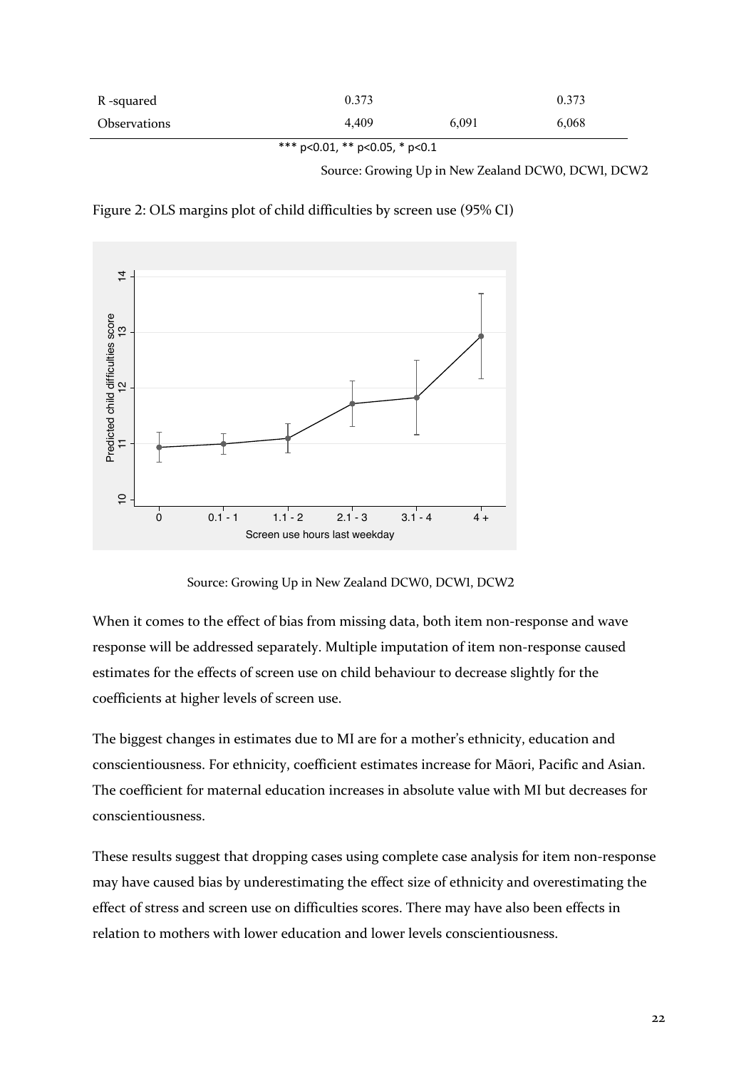| | | | |
|---|---|---|---|
| R -squared | 0.373 | | 0.373 |
| Observations | 4,409 | 6,091 | 6,068 |

*** p<0.01, ** p<0.05, * p<0.1

Source: Growing Up in New Zealand DCW0, DCW1, DCW2

Figure 2: OLS margins plot of child difficulties by screen use (95% CI)

Source: Growing Up in New Zealand DCW0, DCW1, DCW2

When it comes to the effect of bias from missing data, both item non-response and wave response will be addressed separately. Multiple imputation of item non-response caused estimates for the effects of screen use on child behaviour to decrease slightly for the coefficients at higher levels of screen use.

The biggest changes in estimates due to MI are for a mother's ethnicity, education and conscientiousness. For ethnicity, coefficient estimates increase for Māori, Pacific and Asian. The coefficient for maternal education increases in absolute value with MI but decreases for conscientiousness.

These results suggest that dropping cases using complete case analysis for item non-response may have caused bias by underestimating the effect size of ethnicity and overestimating the effect of stress and screen use on difficulties scores. There may have also been effects in relation to mothers with lower education and lower levels conscientiousness.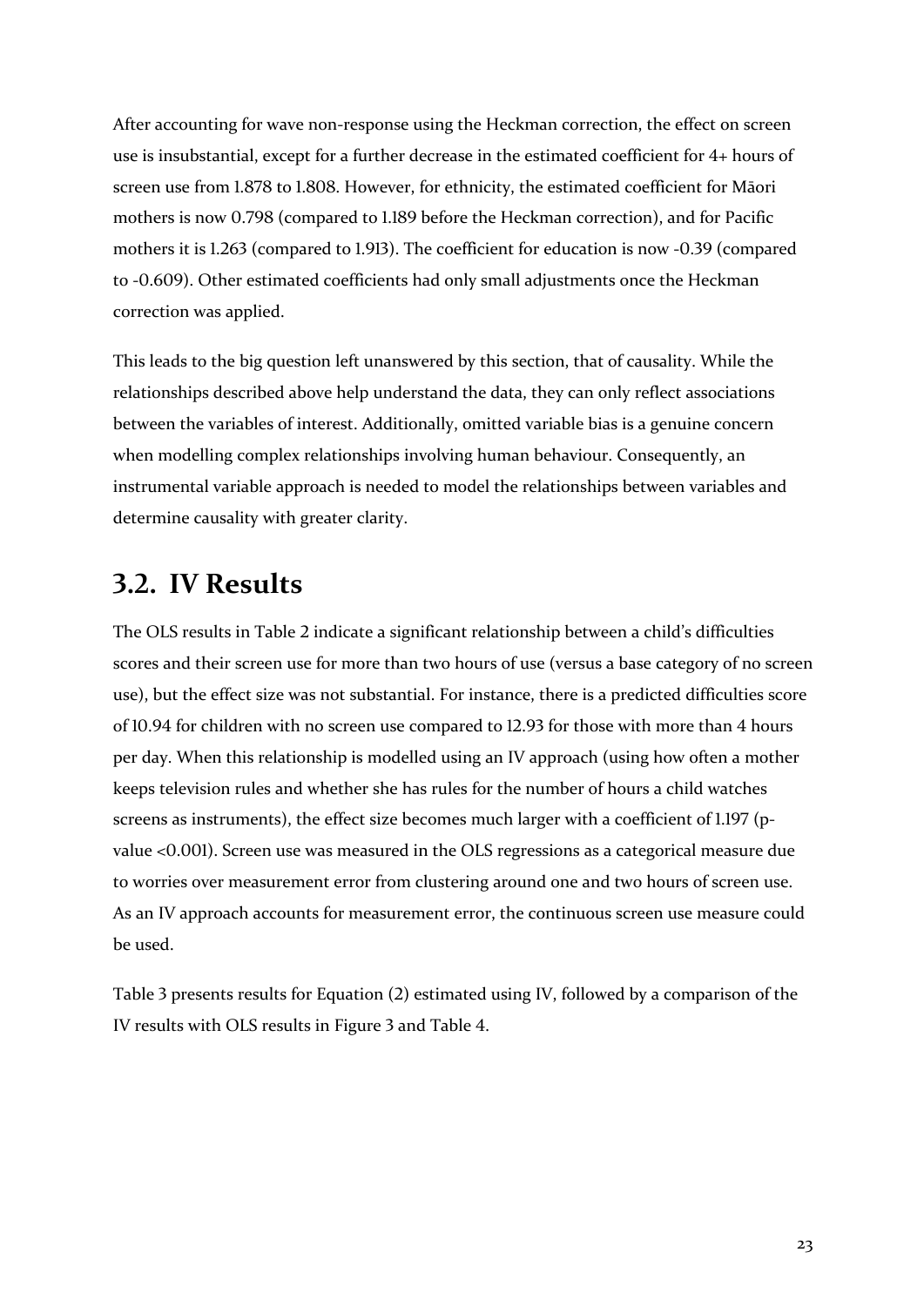After accounting for wave non-response using the Heckman correction, the effect on screen use is insubstantial, except for a further decrease in the estimated coefficient for 4+ hours of screen use from 1.878 to 1.808. However, for ethnicity, the estimated coefficient for Māori mothers is now 0.798 (compared to 1.189 before the Heckman correction), and for Pacific mothers it is 1.263 (compared to 1.913). The coefficient for education is now -0.39 (compared to -0.609). Other estimated coefficients had only small adjustments once the Heckman correction was applied.

This leads to the big question left unanswered by this section, that of causality. While the relationships described above help understand the data, they can only reflect associations between the variables of interest. Additionally, omitted variable bias is a genuine concern when modelling complex relationships involving human behaviour. Consequently, an instrumental variable approach is needed to model the relationships between variables and determine causality with greater clarity.

## 3.2. IV Results

The OLS results in Table 2 indicate a significant relationship between a child's difficulties scores and their screen use for more than two hours of use (versus a base category of no screen use), but the effect size was not substantial. For instance, there is a predicted difficulties score of 10.94 for children with no screen use compared to 12.93 for those with more than 4 hours per day. When this relationship is modelled using an IV approach (using how often a mother keeps television rules and whether she has rules for the number of hours a child watches screens as instruments), the effect size becomes much larger with a coefficient of 1.197 (p-value <0.001). Screen use was measured in the OLS regressions as a categorical measure due to worries over measurement error from clustering around one and two hours of screen use. As an IV approach accounts for measurement error, the continuous screen use measure could be used.

Table 3 presents results for Equation (2) estimated using IV, followed by a comparison of the IV results with OLS results in Figure 3 and Table 4.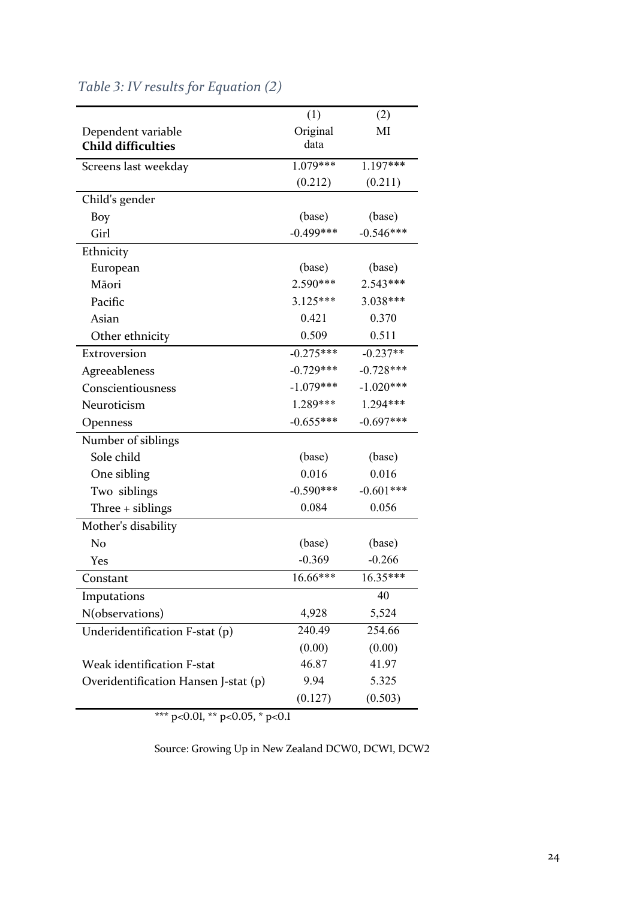*Table 3: IV results for Equation (2)*

| Dependent variable **Child difficulties** | (1) Original data | (2) MI |
|---|---|---|
| Screens last weekday | 1.079*** | 1.197*** |
| | (0.212) | (0.211) |
| Child's gender | | |
| Boy | (base) | (base) |
| Girl | -0.499*** | -0.546*** |
| Ethnicity | | |
| European | (base) | (base) |
| Māori | 2.590*** | 2.543*** |
| Pacific | 3.125*** | 3.038*** |
| Asian | 0.421 | 0.370 |
| Other ethnicity | 0.509 | 0.511 |
| Extroversion | -0.275*** | -0.237** |
| Agreeableness | -0.729*** | -0.728*** |
| Conscientiousness | -1.079*** | -1.020*** |
| Neuroticism | 1.289*** | 1.294*** |
| Openness | -0.655*** | -0.697*** |
| Number of siblings | | |
| Sole child | (base) | (base) |
| One sibling | 0.016 | 0.016 |
| Two siblings | -0.590*** | -0.601*** |
| Three + siblings | 0.084 | 0.056 |
| Mother's disability | | |
| No | (base) | (base) |
| Yes | -0.369 | -0.266 |
| Constant | 16.66*** | 16.35*** |
| Imputations | | 40 |
| N(observations) | 4,928 | 5,524 |
| Underidentification F-stat (p) | 240.49 | 254.66 |
| | (0.00) | (0.00) |
| Weak identification F-stat | 46.87 | 41.97 |
| Overidentification Hansen J-stat (p) | 9.94 | 5.325 |
| | (0.127) | (0.503) |

*** p<0.01, ** p<0.05, * p<0.1

Source: Growing Up in New Zealand DCW0, DCW1, DCW2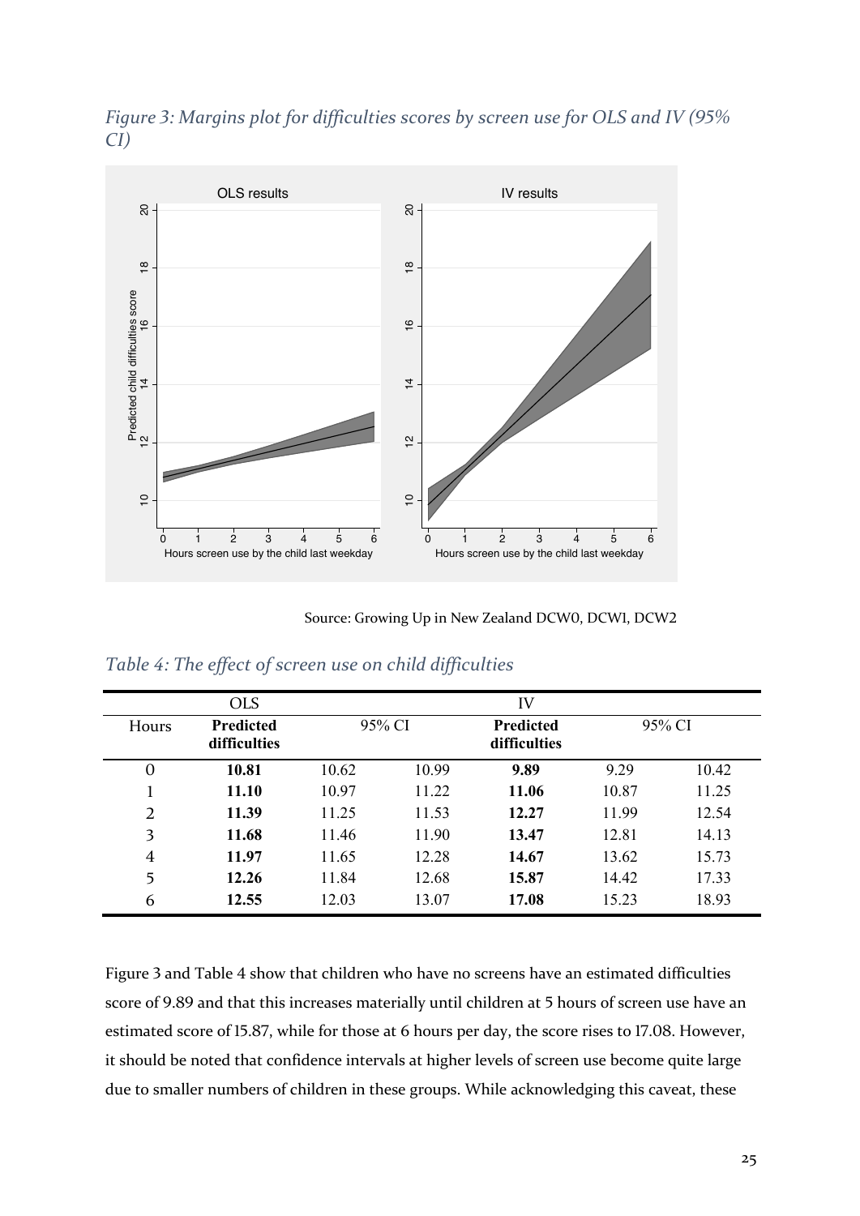*Figure 3: Margins plot for difficulties scores by screen use for OLS and IV (95% CI)*

Source: Growing Up in New Zealand DCW0, DCW1, DCW2

*Table 4: The effect of screen use on child difficulties*

| | OLS | | | IV | | |
|---|---|---|---|---|---|---|
| Hours | **Predicted difficulties** | 95% CI | | **Predicted difficulties** | 95% CI | |
| 0 | **10.81** | 10.62 | 10.99 | **9.89** | 9.29 | 10.42 |
| 1 | **11.10** | 10.97 | 11.22 | **11.06** | 10.87 | 11.25 |
| 2 | **11.39** | 11.25 | 11.53 | **12.27** | 11.99 | 12.54 |
| 3 | **11.68** | 11.46 | 11.90 | **13.47** | 12.81 | 14.13 |
| 4 | **11.97** | 11.65 | 12.28 | **14.67** | 13.62 | 15.73 |
| 5 | **12.26** | 11.84 | 12.68 | **15.87** | 14.42 | 17.33 |
| 6 | **12.55** | 12.03 | 13.07 | **17.08** | 15.23 | 18.93 |

Figure 3 and Table 4 show that children who have no screens have an estimated difficulties score of 9.89 and that this increases materially until children at 5 hours of screen use have an estimated score of 15.87, while for those at 6 hours per day, the score rises to 17.08. However, it should be noted that confidence intervals at higher levels of screen use become quite large due to smaller numbers of children in these groups. While acknowledging this caveat, these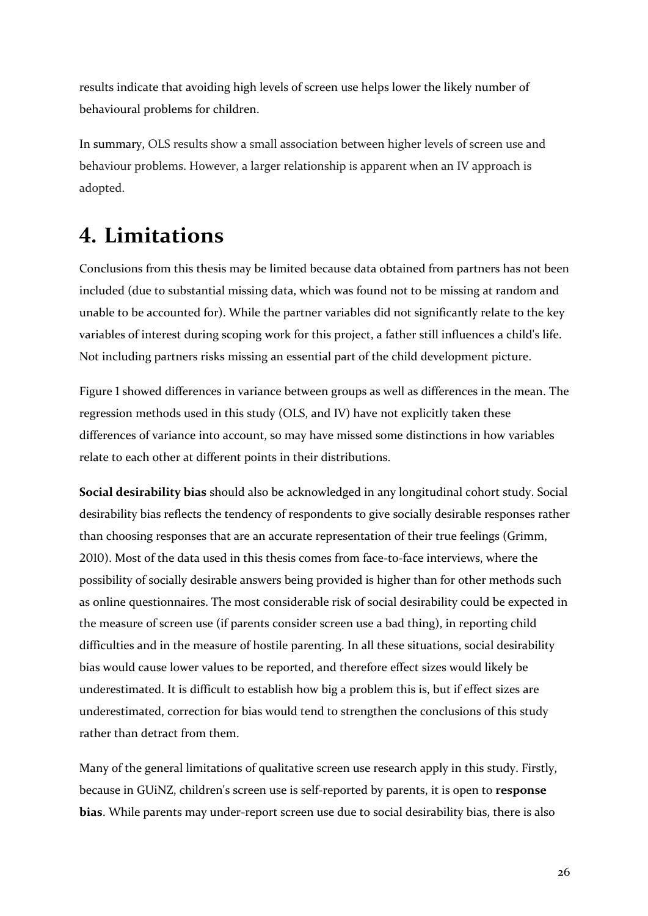results indicate that avoiding high levels of screen use helps lower the likely number of behavioural problems for children.

In summary, OLS results show a small association between higher levels of screen use and behaviour problems. However, a larger relationship is apparent when an IV approach is adopted.

# 4. Limitations

Conclusions from this thesis may be limited because data obtained from partners has not been included (due to substantial missing data, which was found not to be missing at random and unable to be accounted for). While the partner variables did not significantly relate to the key variables of interest during scoping work for this project, a father still influences a child's life. Not including partners risks missing an essential part of the child development picture.

Figure 1 showed differences in variance between groups as well as differences in the mean. The regression methods used in this study (OLS, and IV) have not explicitly taken these differences of variance into account, so may have missed some distinctions in how variables relate to each other at different points in their distributions.

**Social desirability bias** should also be acknowledged in any longitudinal cohort study. Social desirability bias reflects the tendency of respondents to give socially desirable responses rather than choosing responses that are an accurate representation of their true feelings (Grimm, 2010). Most of the data used in this thesis comes from face-to-face interviews, where the possibility of socially desirable answers being provided is higher than for other methods such as online questionnaires. The most considerable risk of social desirability could be expected in the measure of screen use (if parents consider screen use a bad thing), in reporting child difficulties and in the measure of hostile parenting. In all these situations, social desirability bias would cause lower values to be reported, and therefore effect sizes would likely be underestimated. It is difficult to establish how big a problem this is, but if effect sizes are underestimated, correction for bias would tend to strengthen the conclusions of this study rather than detract from them.

Many of the general limitations of qualitative screen use research apply in this study. Firstly, because in GUiNZ, children's screen use is self-reported by parents, it is open to **response bias**. While parents may under-report screen use due to social desirability bias, there is also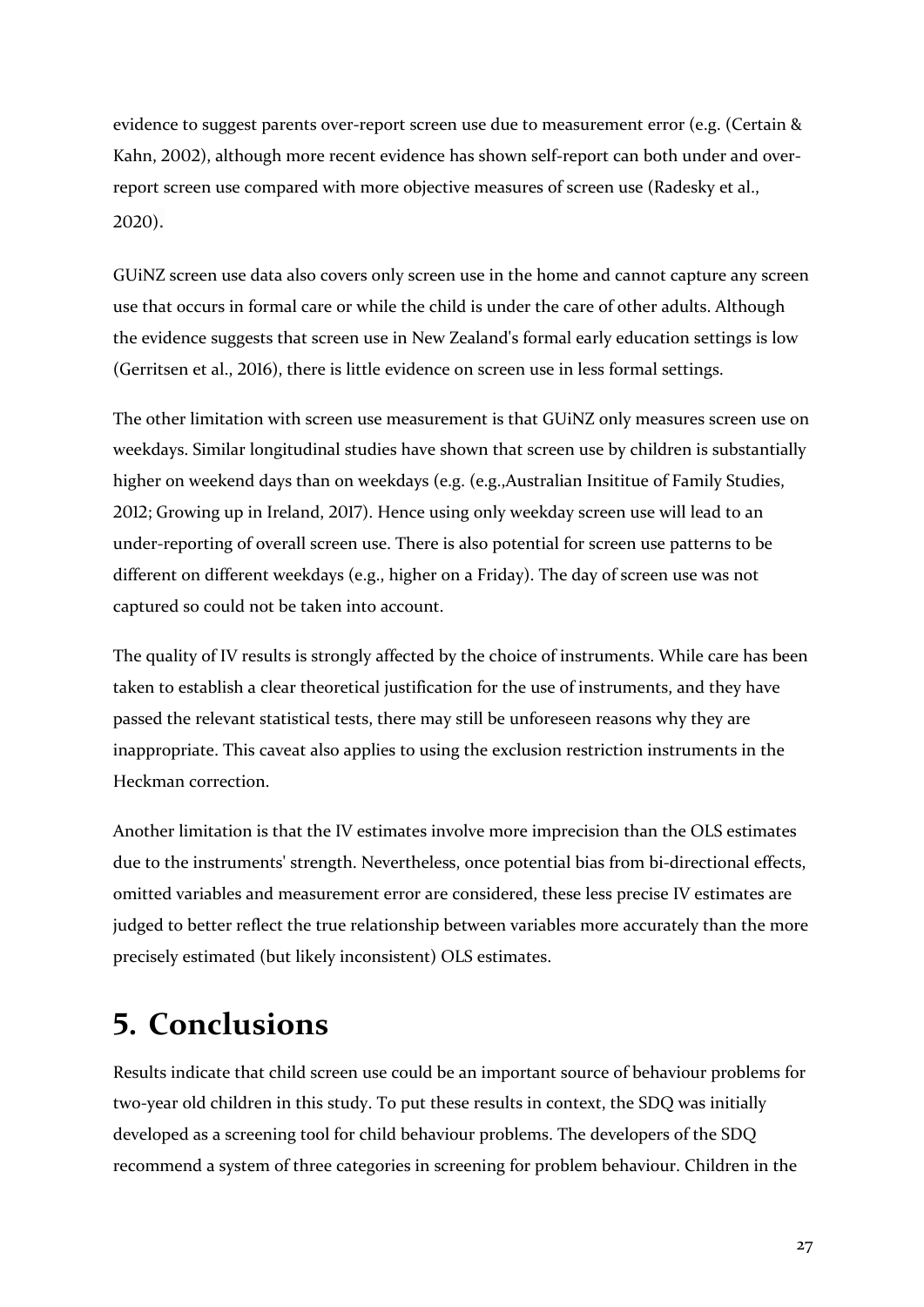evidence to suggest parents over-report screen use due to measurement error (e.g. (Certain & Kahn, 2002), although more recent evidence has shown self-report can both under and over-report screen use compared with more objective measures of screen use (Radesky et al., 2020).

GUiNZ screen use data also covers only screen use in the home and cannot capture any screen use that occurs in formal care or while the child is under the care of other adults. Although the evidence suggests that screen use in New Zealand's formal early education settings is low (Gerritsen et al., 2016), there is little evidence on screen use in less formal settings.

The other limitation with screen use measurement is that GUiNZ only measures screen use on weekdays. Similar longitudinal studies have shown that screen use by children is substantially higher on weekend days than on weekdays (e.g. (e.g.,Australian Insititue of Family Studies, 2012; Growing up in Ireland, 2017). Hence using only weekday screen use will lead to an under-reporting of overall screen use. There is also potential for screen use patterns to be different on different weekdays (e.g., higher on a Friday). The day of screen use was not captured so could not be taken into account.

The quality of IV results is strongly affected by the choice of instruments. While care has been taken to establish a clear theoretical justification for the use of instruments, and they have passed the relevant statistical tests, there may still be unforeseen reasons why they are inappropriate. This caveat also applies to using the exclusion restriction instruments in the Heckman correction.

Another limitation is that the IV estimates involve more imprecision than the OLS estimates due to the instruments' strength. Nevertheless, once potential bias from bi-directional effects, omitted variables and measurement error are considered, these less precise IV estimates are judged to better reflect the true relationship between variables more accurately than the more precisely estimated (but likely inconsistent) OLS estimates.

# 5. Conclusions

Results indicate that child screen use could be an important source of behaviour problems for two-year old children in this study. To put these results in context, the SDQ was initially developed as a screening tool for child behaviour problems. The developers of the SDQ recommend a system of three categories in screening for problem behaviour. Children in the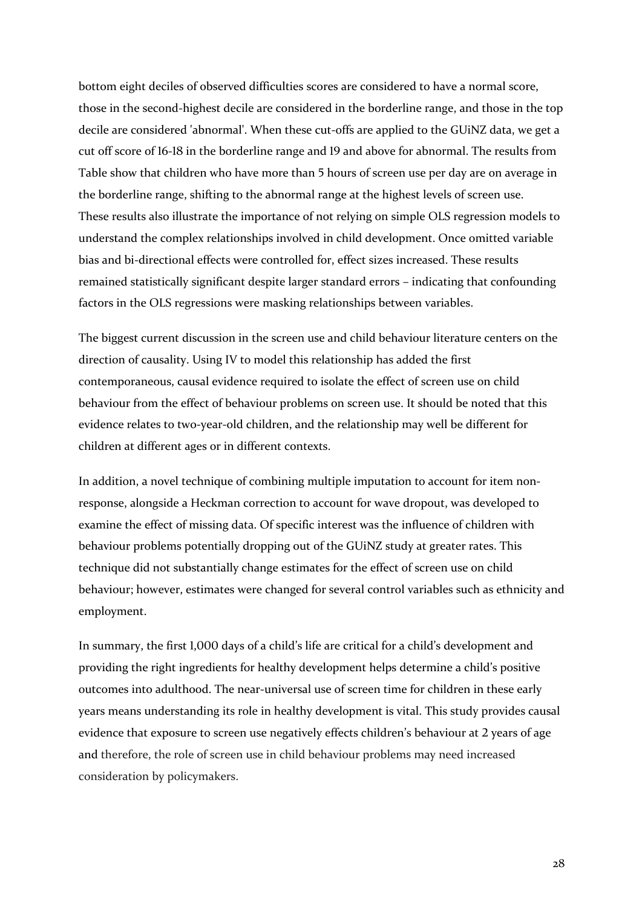bottom eight deciles of observed difficulties scores are considered to have a normal score, those in the second-highest decile are considered in the borderline range, and those in the top decile are considered 'abnormal'. When these cut-offs are applied to the GUiNZ data, we get a cut off score of 16-18 in the borderline range and 19 and above for abnormal. The results from Table show that children who have more than 5 hours of screen use per day are on average in the borderline range, shifting to the abnormal range at the highest levels of screen use. These results also illustrate the importance of not relying on simple OLS regression models to understand the complex relationships involved in child development. Once omitted variable bias and bi-directional effects were controlled for, effect sizes increased. These results remained statistically significant despite larger standard errors – indicating that confounding factors in the OLS regressions were masking relationships between variables.

The biggest current discussion in the screen use and child behaviour literature centers on the direction of causality. Using IV to model this relationship has added the first contemporaneous, causal evidence required to isolate the effect of screen use on child behaviour from the effect of behaviour problems on screen use. It should be noted that this evidence relates to two-year-old children, and the relationship may well be different for children at different ages or in different contexts.

In addition, a novel technique of combining multiple imputation to account for item non-response, alongside a Heckman correction to account for wave dropout, was developed to examine the effect of missing data. Of specific interest was the influence of children with behaviour problems potentially dropping out of the GUiNZ study at greater rates. This technique did not substantially change estimates for the effect of screen use on child behaviour; however, estimates were changed for several control variables such as ethnicity and employment.

In summary, the first 1,000 days of a child's life are critical for a child's development and providing the right ingredients for healthy development helps determine a child's positive outcomes into adulthood. The near-universal use of screen time for children in these early years means understanding its role in healthy development is vital. This study provides causal evidence that exposure to screen use negatively effects children's behaviour at 2 years of age and therefore, the role of screen use in child behaviour problems may need increased consideration by policymakers.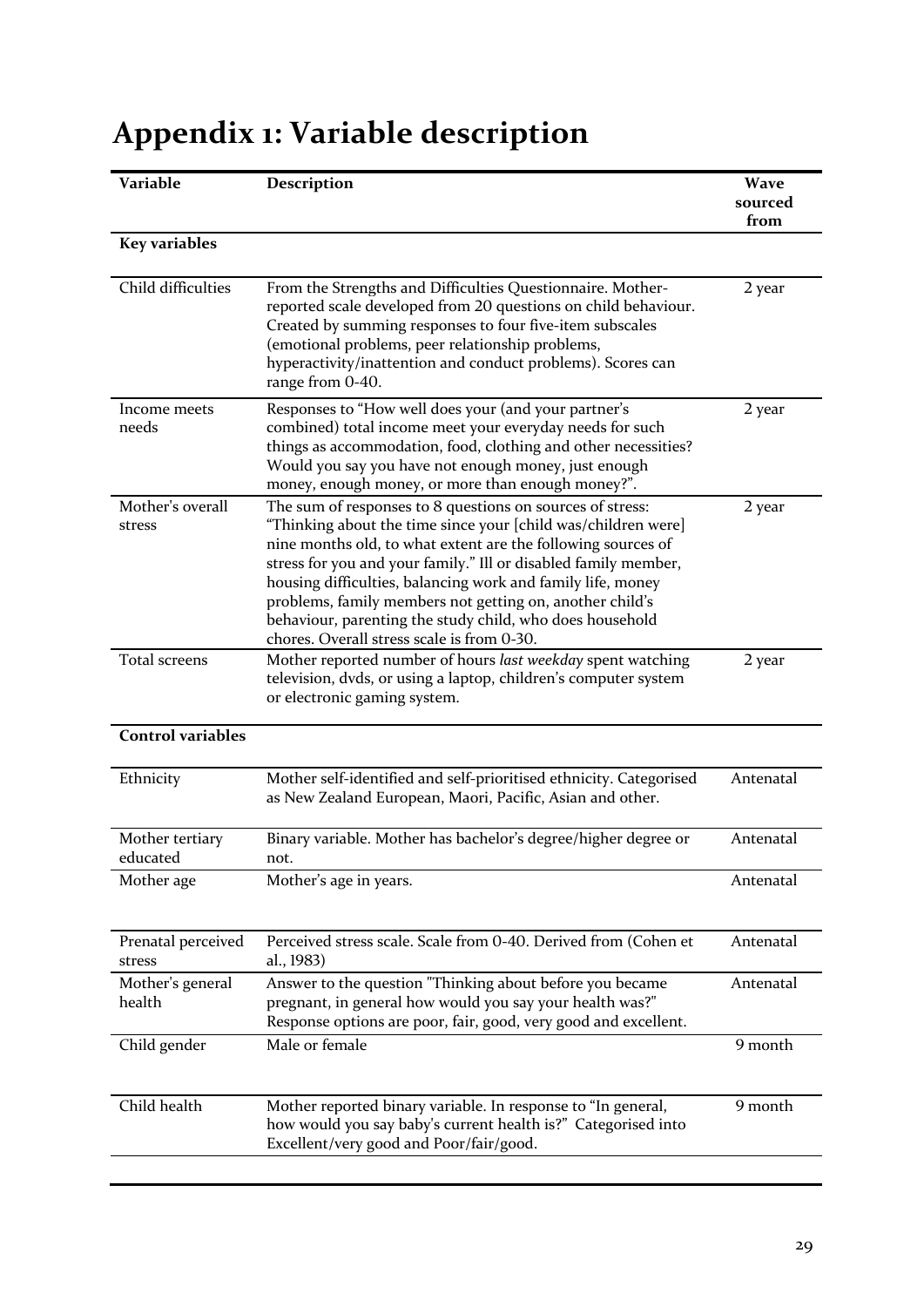# Appendix 1: Variable description

| Variable | Description | Wave sourced from |
|---|---|---|
| **Key variables** | | |
| Child difficulties | From the Strengths and Difficulties Questionnaire. Mother-reported scale developed from 20 questions on child behaviour. Created by summing responses to four five-item subscales (emotional problems, peer relationship problems, hyperactivity/inattention and conduct problems). Scores can range from 0-40. | 2 year |
| Income meets needs | Responses to "How well does your (and your partner's combined) total income meet your everyday needs for such things as accommodation, food, clothing and other necessities? Would you say you have not enough money, just enough money, enough money, or more than enough money?". | 2 year |
| Mother's overall stress | The sum of responses to 8 questions on sources of stress: "Thinking about the time since your [child was/children were] nine months old, to what extent are the following sources of stress for you and your family." Ill or disabled family member, housing difficulties, balancing work and family life, money problems, family members not getting on, another child's behaviour, parenting the study child, who does household chores. Overall stress scale is from 0-30. | 2 year |
| Total screens | Mother reported number of hours *last weekday* spent watching television, dvds, or using a laptop, children's computer system or electronic gaming system. | 2 year |
| **Control variables** | | |
| Ethnicity | Mother self-identified and self-prioritised ethnicity. Categorised as New Zealand European, Maori, Pacific, Asian and other. | Antenatal |
| Mother tertiary educated | Binary variable. Mother has bachelor's degree/higher degree or not. | Antenatal |
| Mother age | Mother's age in years. | Antenatal |
| Prenatal perceived stress | Perceived stress scale. Scale from 0-40. Derived from (Cohen et al., 1983) | Antenatal |
| Mother's general health | Answer to the question "Thinking about before you became pregnant, in general how would you say your health was?" Response options are poor, fair, good, very good and excellent. | Antenatal |
| Child gender | Male or female | 9 month |
| Child health | Mother reported binary variable. In response to "In general, how would you say baby's current health is?" Categorised into Excellent/very good and Poor/fair/good. | 9 month |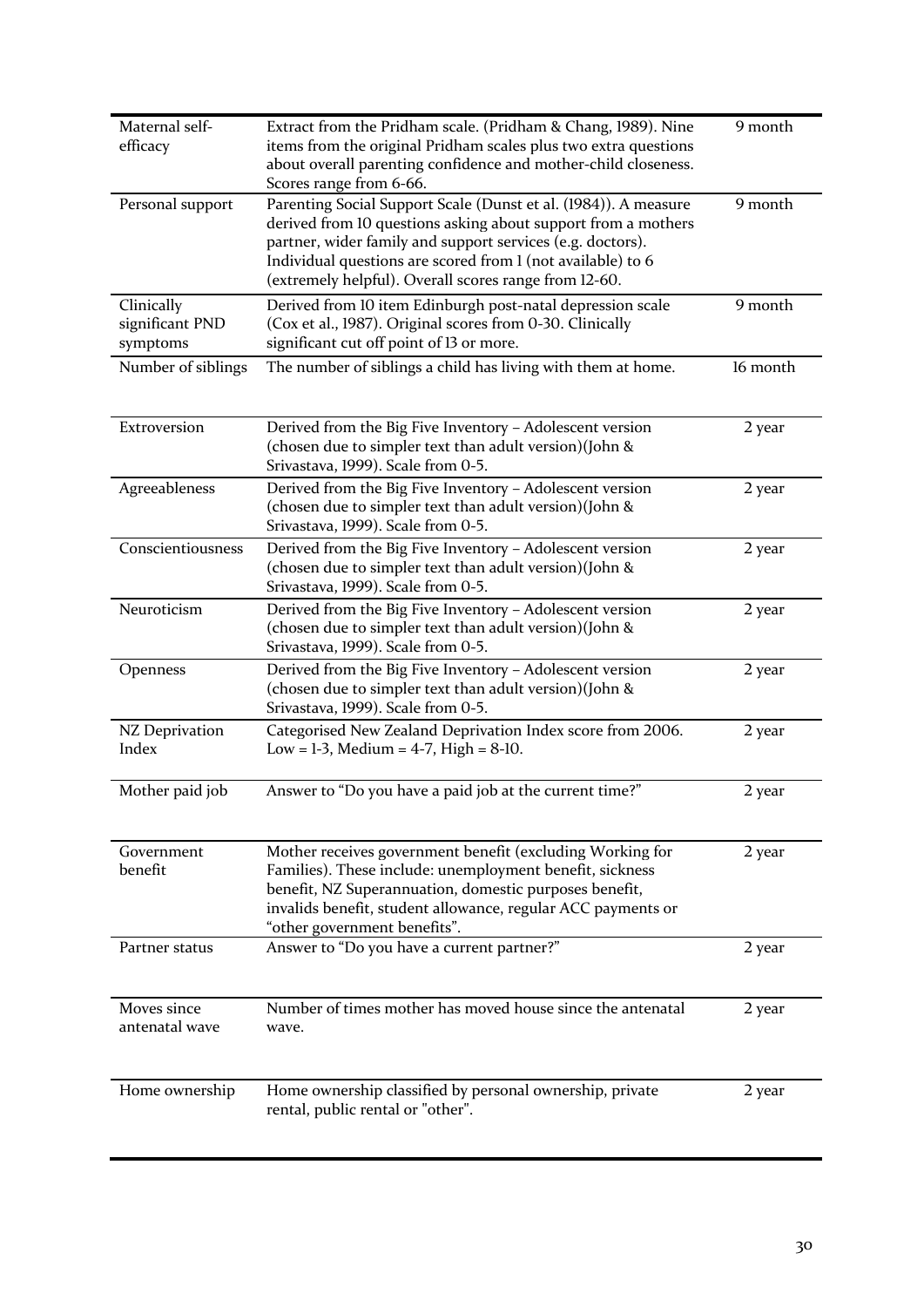| | | |
|---|---|---|
| Maternal self-efficacy | Extract from the Pridham scale. (Pridham & Chang, 1989). Nine items from the original Pridham scales plus two extra questions about overall parenting confidence and mother-child closeness. Scores range from 6-66. | 9 month |
| Personal support | Parenting Social Support Scale (Dunst et al. (1984)). A measure derived from 10 questions asking about support from a mothers partner, wider family and support services (e.g. doctors). Individual questions are scored from 1 (not available) to 6 (extremely helpful). Overall scores range from 12-60. | 9 month |
| Clinically significant PND symptoms | Derived from 10 item Edinburgh post-natal depression scale (Cox et al., 1987). Original scores from 0-30. Clinically significant cut off point of 13 or more. | 9 month |
| Number of siblings | The number of siblings a child has living with them at home. | 16 month |
| Extroversion | Derived from the Big Five Inventory – Adolescent version (chosen due to simpler text than adult version)(John & Srivastava, 1999). Scale from 0-5. | 2 year |
| Agreeableness | Derived from the Big Five Inventory – Adolescent version (chosen due to simpler text than adult version)(John & Srivastava, 1999). Scale from 0-5. | 2 year |
| Conscientiousness | Derived from the Big Five Inventory – Adolescent version (chosen due to simpler text than adult version)(John & Srivastava, 1999). Scale from 0-5. | 2 year |
| Neuroticism | Derived from the Big Five Inventory – Adolescent version (chosen due to simpler text than adult version)(John & Srivastava, 1999). Scale from 0-5. | 2 year |
| Openness | Derived from the Big Five Inventory – Adolescent version (chosen due to simpler text than adult version)(John & Srivastava, 1999). Scale from 0-5. | 2 year |
| NZ Deprivation Index | Categorised New Zealand Deprivation Index score from 2006. Low = 1-3, Medium = 4-7, High = 8-10. | 2 year |
| Mother paid job | Answer to "Do you have a paid job at the current time?" | 2 year |
| Government benefit | Mother receives government benefit (excluding Working for Families). These include: unemployment benefit, sickness benefit, NZ Superannuation, domestic purposes benefit, invalids benefit, student allowance, regular ACC payments or "other government benefits". | 2 year |
| Partner status | Answer to "Do you have a current partner?" | 2 year |
| Moves since antenatal wave | Number of times mother has moved house since the antenatal wave. | 2 year |
| Home ownership | Home ownership classified by personal ownership, private rental, public rental or "other". | 2 year |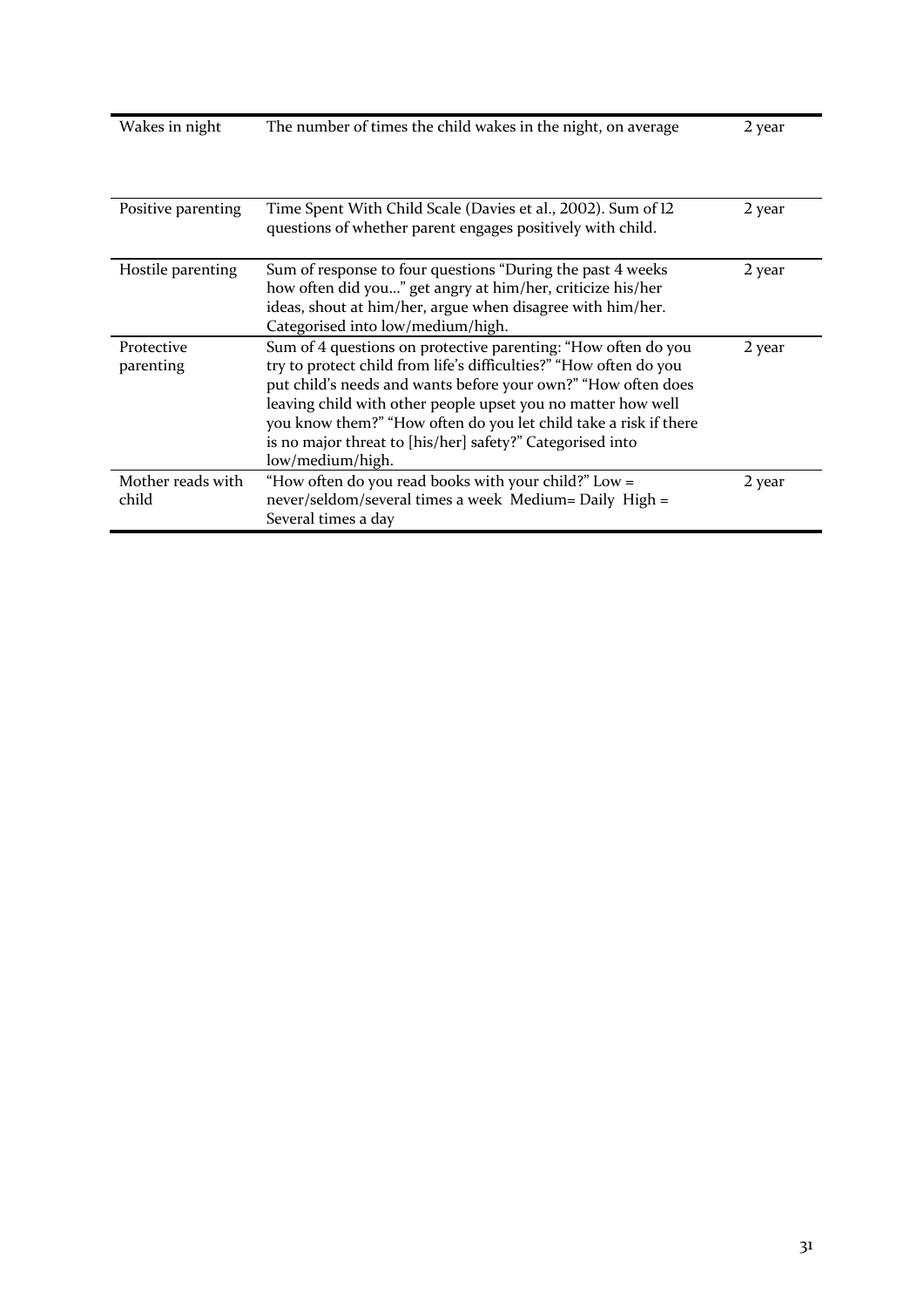| | | |
|---|---|---|
| Wakes in night | The number of times the child wakes in the night, on average | 2 year |
| Positive parenting | Time Spent With Child Scale (Davies et al., 2002). Sum of 12 questions of whether parent engages positively with child. | 2 year |
| Hostile parenting | Sum of response to four questions "During the past 4 weeks how often did you…" get angry at him/her, criticize his/her ideas, shout at him/her, argue when disagree with him/her. Categorised into low/medium/high. | 2 year |
| Protective parenting | Sum of 4 questions on protective parenting: "How often do you try to protect child from life's difficulties?" "How often do you put child's needs and wants before your own?" "How often does leaving child with other people upset you no matter how well you know them?" "How often do you let child take a risk if there is no major threat to [his/her] safety?" Categorised into low/medium/high. | 2 year |
| Mother reads with child | "How often do you read books with your child?" Low = never/seldom/several times a week Medium= Daily High = Several times a day | 2 year |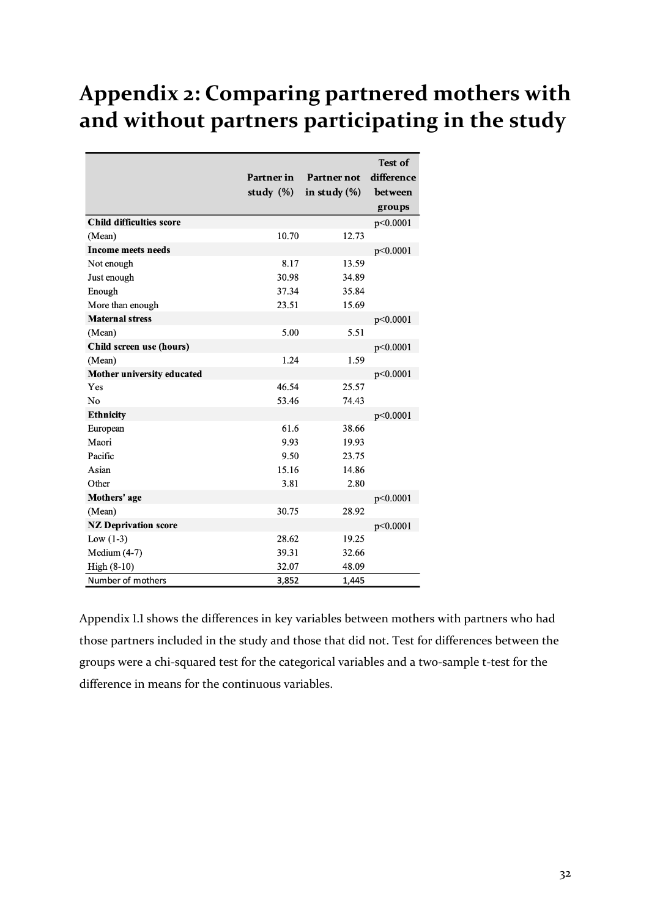# Appendix 2: Comparing partnered mothers with and without partners participating in the study

| | Partner in study (%) | Partner not in study (%) | Test of difference between groups |
|---|---|---|---|
| **Child difficulties score** | | | $p<0.0001$ |
| (Mean) | 10.70 | 12.73 | |
| **Income meets needs** | | | $p<0.0001$ |
| Not enough | 8.17 | 13.59 | |
| Just enough | 30.98 | 34.89 | |
| Enough | 37.34 | 35.84 | |
| More than enough | 23.51 | 15.69 | |
| **Maternal stress** | | | $p<0.0001$ |
| (Mean) | 5.00 | 5.51 | |
| **Child screen use (hours)** | | | $p<0.0001$ |
| (Mean) | 1.24 | 1.59 | |
| **Mother university educated** | | | $p<0.0001$ |
| Yes | 46.54 | 25.57 | |
| No | 53.46 | 74.43 | |
| **Ethnicity** | | | $p<0.0001$ |
| European | 61.6 | 38.66 | |
| Maori | 9.93 | 19.93 | |
| Pacific | 9.50 | 23.75 | |
| Asian | 15.16 | 14.86 | |
| Other | 3.81 | 2.80 | |
| **Mothers' age** | | | $p<0.0001$ |
| (Mean) | 30.75 | 28.92 | |
| **NZ Deprivation score** | | | $p<0.0001$ |
| Low (1-3) | 28.62 | 19.25 | |
| Medium (4-7) | 39.31 | 32.66 | |
| High (8-10) | 32.07 | 48.09 | |
| Number of mothers | 3,852 | 1,445 | |

Appendix 1.1 shows the differences in key variables between mothers with partners who had those partners included in the study and those that did not. Test for differences between the groups were a chi-squared test for the categorical variables and a two-sample t-test for the difference in means for the continuous variables.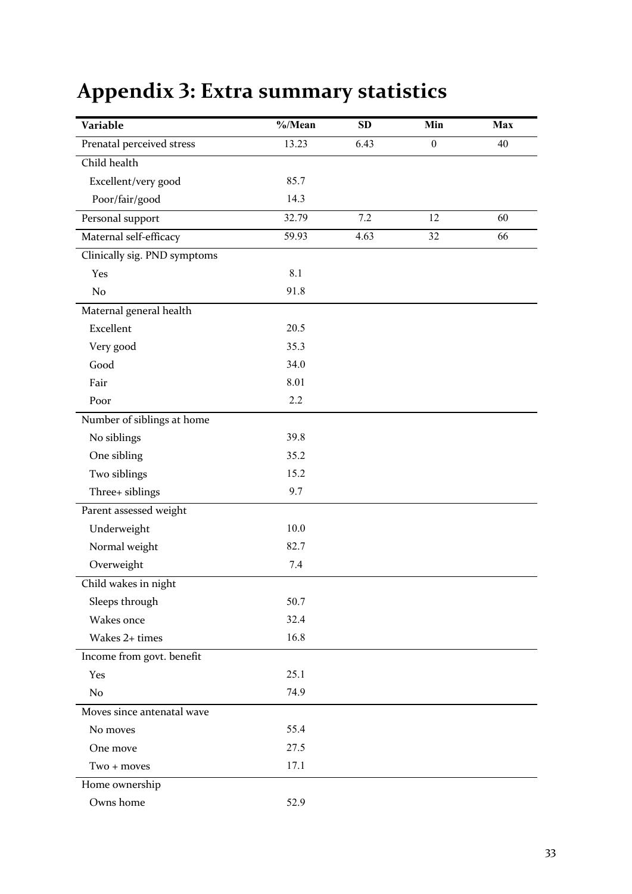# Appendix 3: Extra summary statistics

| Variable | %/Mean | SD | Min | Max |
|---|---|---|---|---|
| Prenatal perceived stress | 13.23 | 6.43 | 0 | 40 |
| Child health | | | | |
| Excellent/very good | 85.7 | | | |
| Poor/fair/good | 14.3 | | | |
| Personal support | 32.79 | 7.2 | 12 | 60 |
| Maternal self-efficacy | 59.93 | 4.63 | 32 | 66 |
| Clinically sig. PND symptoms | | | | |
| Yes | 8.1 | | | |
| No | 91.8 | | | |
| Maternal general health | | | | |
| Excellent | 20.5 | | | |
| Very good | 35.3 | | | |
| Good | 34.0 | | | |
| Fair | 8.01 | | | |
| Poor | 2.2 | | | |
| Number of siblings at home | | | | |
| No siblings | 39.8 | | | |
| One sibling | 35.2 | | | |
| Two siblings | 15.2 | | | |
| Three+ siblings | 9.7 | | | |
| Parent assessed weight | | | | |
| Underweight | 10.0 | | | |
| Normal weight | 82.7 | | | |
| Overweight | 7.4 | | | |
| Child wakes in night | | | | |
| Sleeps through | 50.7 | | | |
| Wakes once | 32.4 | | | |
| Wakes 2+ times | 16.8 | | | |
| Income from govt. benefit | | | | |
| Yes | 25.1 | | | |
| No | 74.9 | | | |
| Moves since antenatal wave | | | | |
| No moves | 55.4 | | | |
| One move | 27.5 | | | |
| Two + moves | 17.1 | | | |
| Home ownership | | | | |
| Owns home | 52.9 | | | |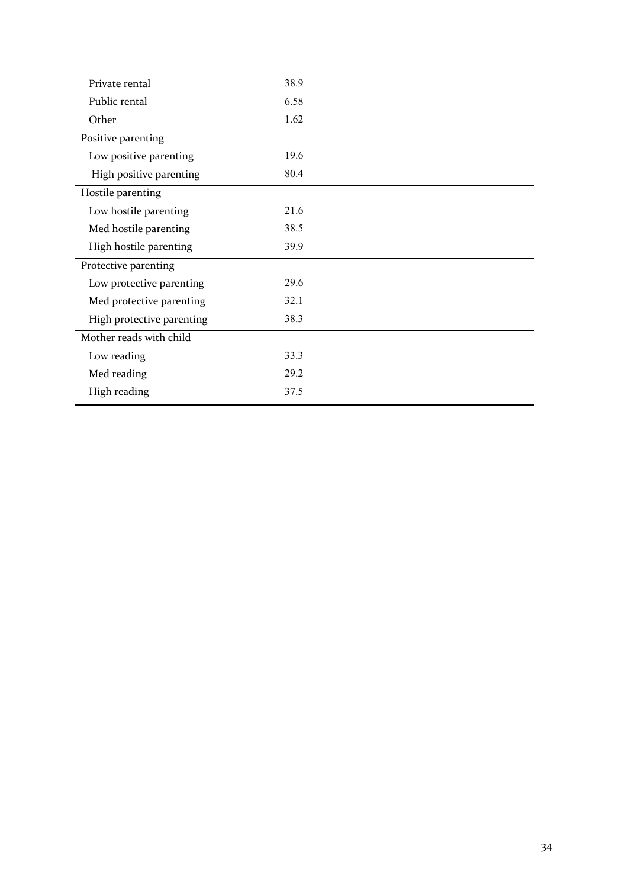| | |
|---|---|
| Private rental | 38.9 |
| Public rental | 6.58 |
| Other | 1.62 |
| Positive parenting | |
| Low positive parenting | 19.6 |
| High positive parenting | 80.4 |
| Hostile parenting | |
| Low hostile parenting | 21.6 |
| Med hostile parenting | 38.5 |
| High hostile parenting | 39.9 |
| Protective parenting | |
| Low protective parenting | 29.6 |
| Med protective parenting | 32.1 |
| High protective parenting | 38.3 |
| Mother reads with child | |
| Low reading | 33.3 |
| Med reading | 29.2 |
| High reading | 37.5 |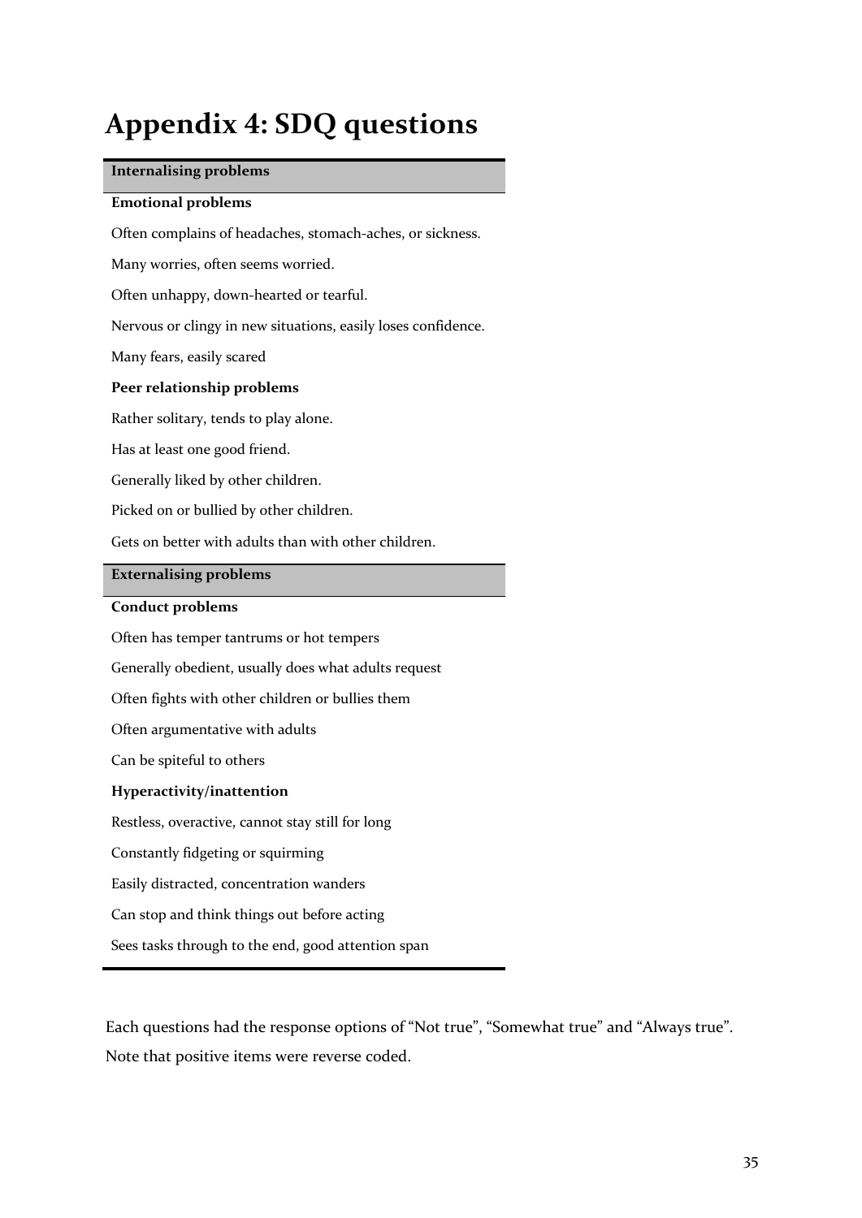# Appendix 4: SDQ questions

| **Internalising problems** |
|---|
| **Emotional problems** |
| Often complains of headaches, stomach-aches, or sickness. |
| Many worries, often seems worried. |
| Often unhappy, down-hearted or tearful. |
| Nervous or clingy in new situations, easily loses confidence. |
| Many fears, easily scared |
| **Peer relationship problems** |
| Rather solitary, tends to play alone. |
| Has at least one good friend. |
| Generally liked by other children. |
| Picked on or bullied by other children. |
| Gets on better with adults than with other children. |
| **Externalising problems** |
| **Conduct problems** |
| Often has temper tantrums or hot tempers |
| Generally obedient, usually does what adults request |
| Often fights with other children or bullies them |
| Often argumentative with adults |
| Can be spiteful to others |
| **Hyperactivity/inattention** |
| Restless, overactive, cannot stay still for long |
| Constantly fidgeting or squirming |
| Easily distracted, concentration wanders |
| Can stop and think things out before acting |
| Sees tasks through to the end, good attention span |

Each questions had the response options of "Not true", "Somewhat true" and "Always true". Note that positive items were reverse coded.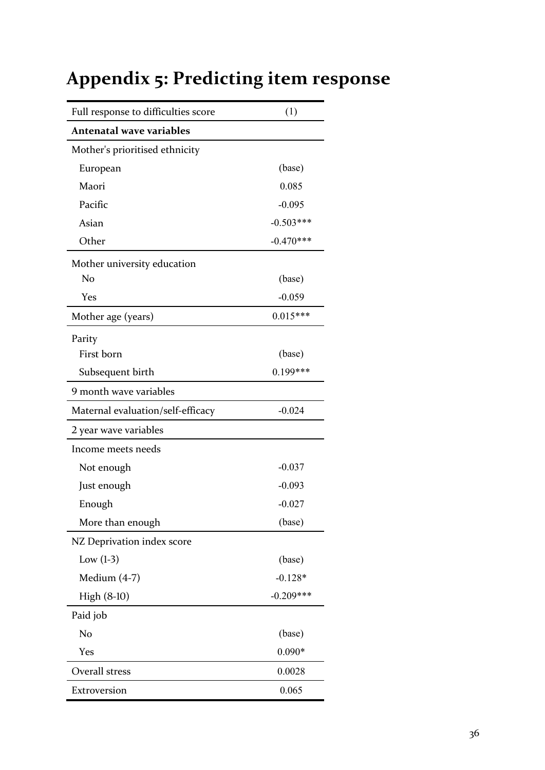# Appendix 5: Predicting item response

| Full response to difficulties score | (1) |
|---|---|
| **Antenatal wave variables** | |
| Mother's prioritised ethnicity | |
| European | (base) |
| Maori | 0.085 |
| Pacific | -0.095 |
| Asian | -0.503*** |
| Other | -0.470*** |
| Mother university education | |
| No | (base) |
| Yes | -0.059 |
| Mother age (years) | 0.015*** |
| Parity | |
| First born | (base) |
| Subsequent birth | 0.199*** |
| 9 month wave variables | |
| Maternal evaluation/self-efficacy | -0.024 |
| 2 year wave variables | |
| Income meets needs | |
| Not enough | -0.037 |
| Just enough | -0.093 |
| Enough | -0.027 |
| More than enough | (base) |
| NZ Deprivation index score | |
| Low (1-3) | (base) |
| Medium (4-7) | -0.128* |
| High (8-10) | -0.209*** |
| Paid job | |
| No | (base) |
| Yes | 0.090* |
| Overall stress | 0.0028 |
| Extroversion | 0.065 |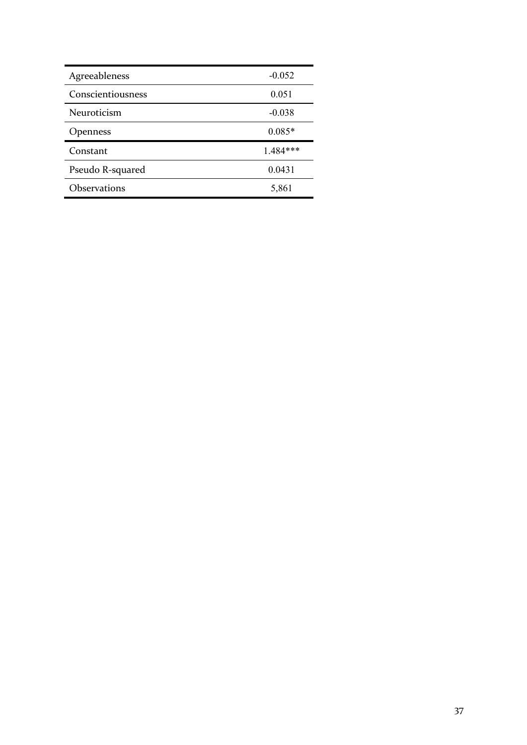| | |
|---|---|
| Agreeableness | -0.052 |
| Conscientiousness | 0.051 |
| Neuroticism | -0.038 |
| Openness | 0.085* |
| Constant | 1.484*** |
| Pseudo R-squared | 0.0431 |
| Observations | 5,861 |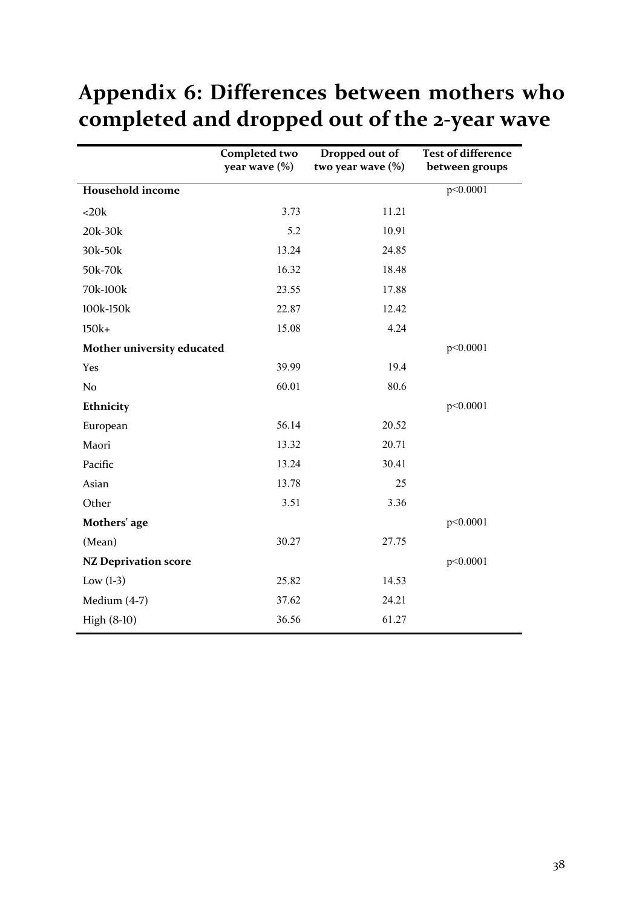# Appendix 6: Differences between mothers who completed and dropped out of the 2-year wave

| | Completed two year wave (%) | Dropped out of two year wave (%) | Test of difference between groups |
|---|---|---|---|
| **Household income** | | | p<0.0001 |
| <20k | 3.73 | 11.21 | |
| 20k-30k | 5.2 | 10.91 | |
| 30k-50k | 13.24 | 24.85 | |
| 50k-70k | 16.32 | 18.48 | |
| 70k-100k | 23.55 | 17.88 | |
| 100k-150k | 22.87 | 12.42 | |
| 150k+ | 15.08 | 4.24 | |
| **Mother university educated** | | | p<0.0001 |
| Yes | 39.99 | 19.4 | |
| No | 60.01 | 80.6 | |
| **Ethnicity** | | | p<0.0001 |
| European | 56.14 | 20.52 | |
| Maori | 13.32 | 20.71 | |
| Pacific | 13.24 | 30.41 | |
| Asian | 13.78 | 25 | |
| Other | 3.51 | 3.36 | |
| **Mothers' age** | | | p<0.0001 |
| (Mean) | 30.27 | 27.75 | |
| **NZ Deprivation score** | | | p<0.0001 |
| Low (1-3) | 25.82 | 14.53 | |
| Medium (4-7) | 37.62 | 24.21 | |
| High (8-10) | 36.56 | 61.27 | |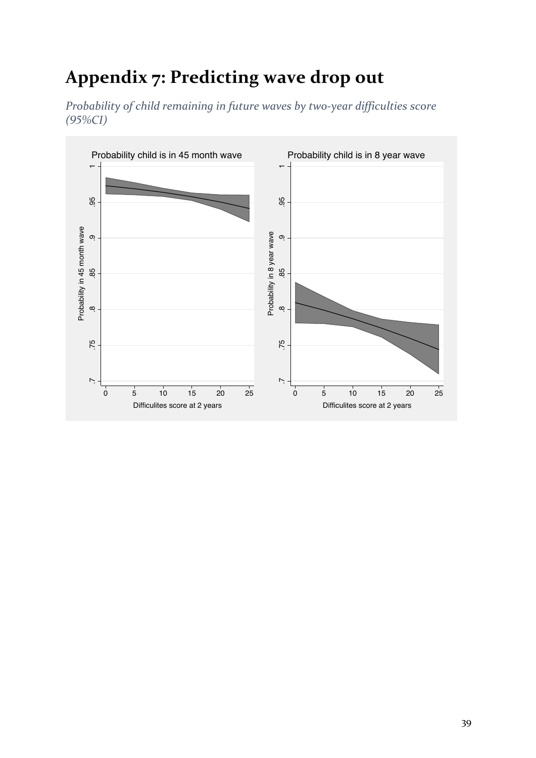# Appendix 7: Predicting wave drop out

*Probability of child remaining in future waves by two-year difficulties score (95%CI)*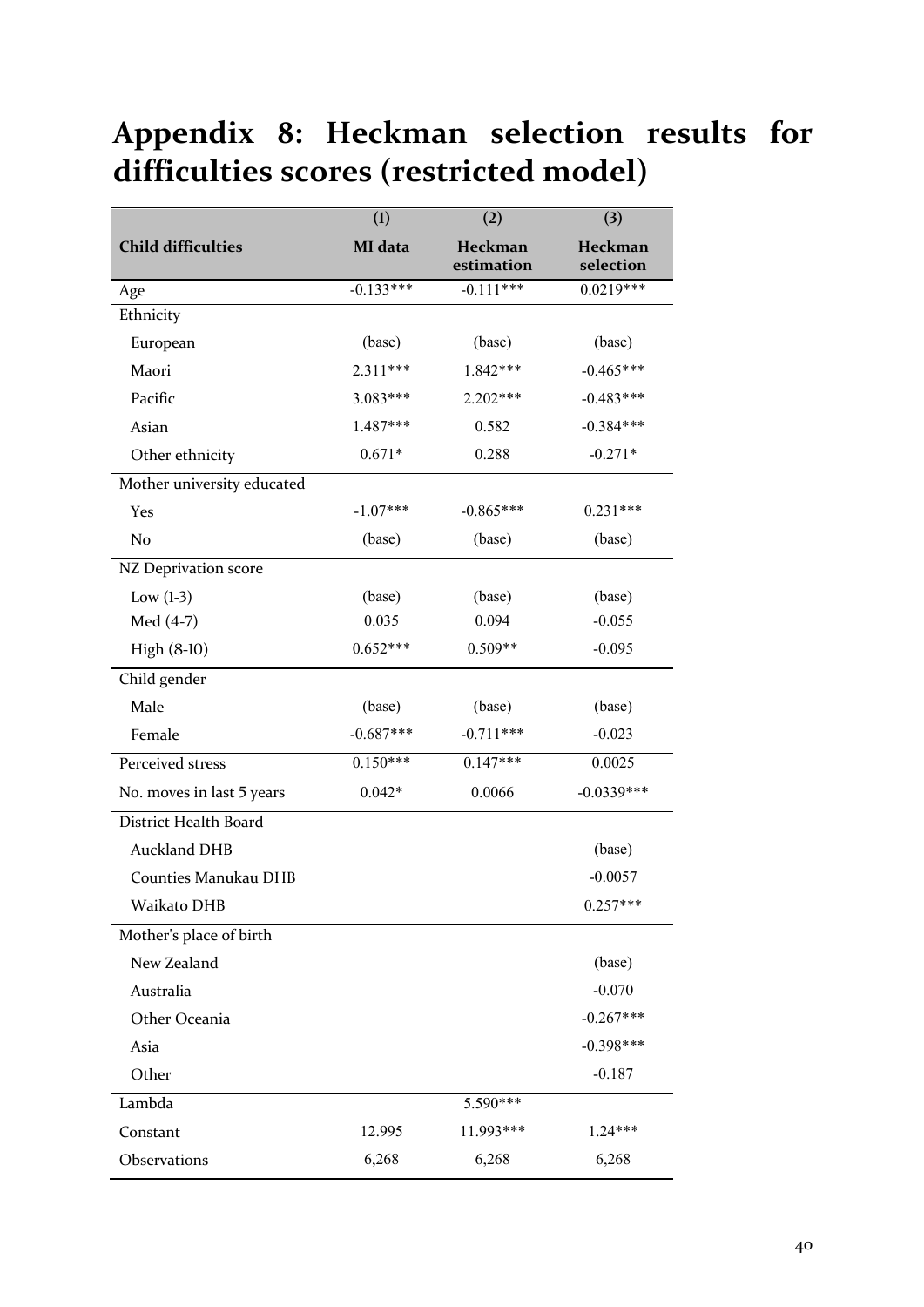# Appendix 8: Heckman selection results for difficulties scores (restricted model)

| | (1) | (2) | (3) |
|---|---|---|---|
| **Child difficulties** | **MI data** | **Heckman estimation** | **Heckman selection** |
| Age | -0.133*** | -0.111*** | 0.0219*** |
| Ethnicity | | | |
| European | (base) | (base) | (base) |
| Maori | 2.311*** | 1.842*** | -0.465*** |
| Pacific | 3.083*** | 2.202*** | -0.483*** |
| Asian | 1.487*** | 0.582 | -0.384*** |
| Other ethnicity | 0.671* | 0.288 | -0.271* |
| Mother university educated | | | |
| Yes | -1.07*** | -0.865*** | 0.231*** |
| No | (base) | (base) | (base) |
| NZ Deprivation score | | | |
| Low (1-3) | (base) | (base) | (base) |
| Med (4-7) | 0.035 | 0.094 | -0.055 |
| High (8-10) | 0.652*** | 0.509** | -0.095 |
| Child gender | | | |
| Male | (base) | (base) | (base) |
| Female | -0.687*** | -0.711*** | -0.023 |
| Perceived stress | 0.150*** | 0.147*** | 0.0025 |
| No. moves in last 5 years | 0.042* | 0.0066 | -0.0339*** |
| District Health Board | | | |
| Auckland DHB | | | (base) |
| Counties Manukau DHB | | | -0.0057 |
| Waikato DHB | | | 0.257*** |
| Mother's place of birth | | | |
| New Zealand | | | (base) |
| Australia | | | -0.070 |
| Other Oceania | | | -0.267*** |
| Asia | | | -0.398*** |
| Other | | | -0.187 |
| Lambda | | 5.590*** | |
| Constant | 12.995 | 11.993*** | 1.24*** |
| Observations | 6,268 | 6,268 | 6,268 |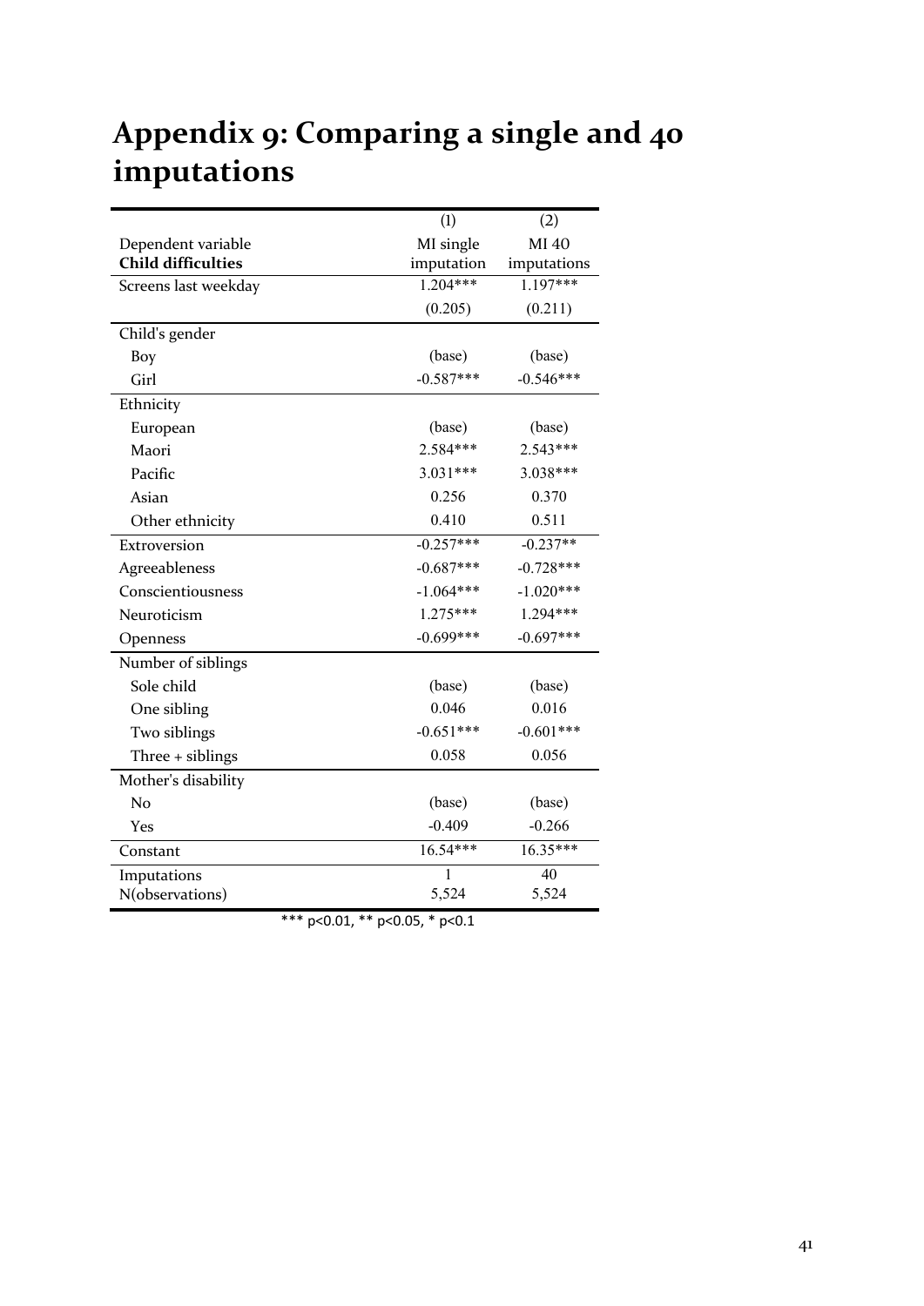# Appendix 9: Comparing a single and 40 imputations

| | (1) | (2) |
|---|---|---|
| Dependent variable | MI single | MI 40 |
| **Child difficulties** | imputation | imputations |
| Screens last weekday | 1.204*** | 1.197*** |
| | (0.205) | (0.211) |
| Child's gender | | |
| Boy | (base) | (base) |
| Girl | -0.587*** | -0.546*** |
| Ethnicity | | |
| European | (base) | (base) |
| Maori | 2.584*** | 2.543*** |
| Pacific | 3.031*** | 3.038*** |
| Asian | 0.256 | 0.370 |
| Other ethnicity | 0.410 | 0.511 |
| Extroversion | -0.257*** | -0.237** |
| Agreeableness | -0.687*** | -0.728*** |
| Conscientiousness | -1.064*** | -1.020*** |
| Neuroticism | 1.275*** | 1.294*** |
| Openness | -0.699*** | -0.697*** |
| Number of siblings | | |
| Sole child | (base) | (base) |
| One sibling | 0.046 | 0.016 |
| Two siblings | -0.651*** | -0.601*** |
| Three + siblings | 0.058 | 0.056 |
| Mother's disability | | |
| No | (base) | (base) |
| Yes | -0.409 | -0.266 |
| Constant | 16.54*** | 16.35*** |
| Imputations | 1 | 40 |
| N(observations) | 5,524 | 5,524 |

*** p<0.01, ** p<0.05, * p<0.1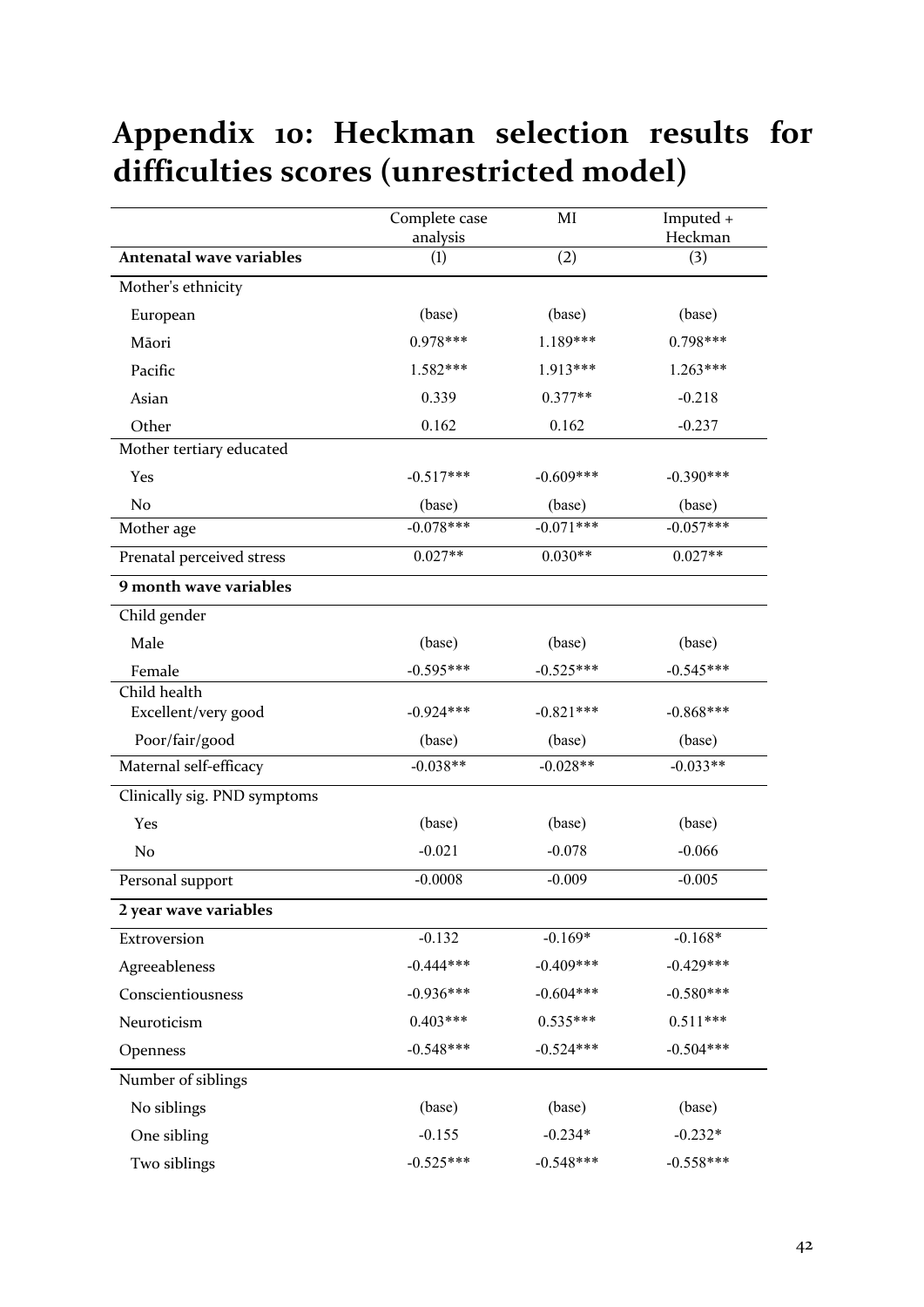# Appendix 10: Heckman selection results for difficulties scores (unrestricted model)

| | Complete case analysis | MI | Imputed + Heckman |
|---|---|---|---|
| **Antenatal wave variables** | (1) | (2) | (3) |
| Mother's ethnicity | | | |
| European | (base) | (base) | (base) |
| Māori | 0.978*** | 1.189*** | 0.798*** |
| Pacific | 1.582*** | 1.913*** | 1.263*** |
| Asian | 0.339 | 0.377** | -0.218 |
| Other | 0.162 | 0.162 | -0.237 |
| Mother tertiary educated | | | |
| Yes | -0.517*** | -0.609*** | -0.390*** |
| No | (base) | (base) | (base) |
| Mother age | -0.078*** | -0.071*** | -0.057*** |
| Prenatal perceived stress | 0.027** | 0.030** | 0.027** |
| **9 month wave variables** | | | |
| Child gender | | | |
| Male | (base) | (base) | (base) |
| Female | -0.595*** | -0.525*** | -0.545*** |
| Child health | | | |
| Excellent/very good | -0.924*** | -0.821*** | -0.868*** |
| Poor/fair/good | (base) | (base) | (base) |
| Maternal self-efficacy | -0.038** | -0.028** | -0.033** |
| Clinically sig. PND symptoms | | | |
| Yes | (base) | (base) | (base) |
| No | -0.021 | -0.078 | -0.066 |
| Personal support | -0.0008 | -0.009 | -0.005 |
| **2 year wave variables** | | | |
| Extroversion | -0.132 | -0.169* | -0.168* |
| Agreeableness | -0.444*** | -0.409*** | -0.429*** |
| Conscientiousness | -0.936*** | -0.604*** | -0.580*** |
| Neuroticism | 0.403*** | 0.535*** | 0.511*** |
| Openness | -0.548*** | -0.524*** | -0.504*** |
| Number of siblings | | | |
| No siblings | (base) | (base) | (base) |
| One sibling | -0.155 | -0.234* | -0.232* |
| Two siblings | -0.525*** | -0.548*** | -0.558*** |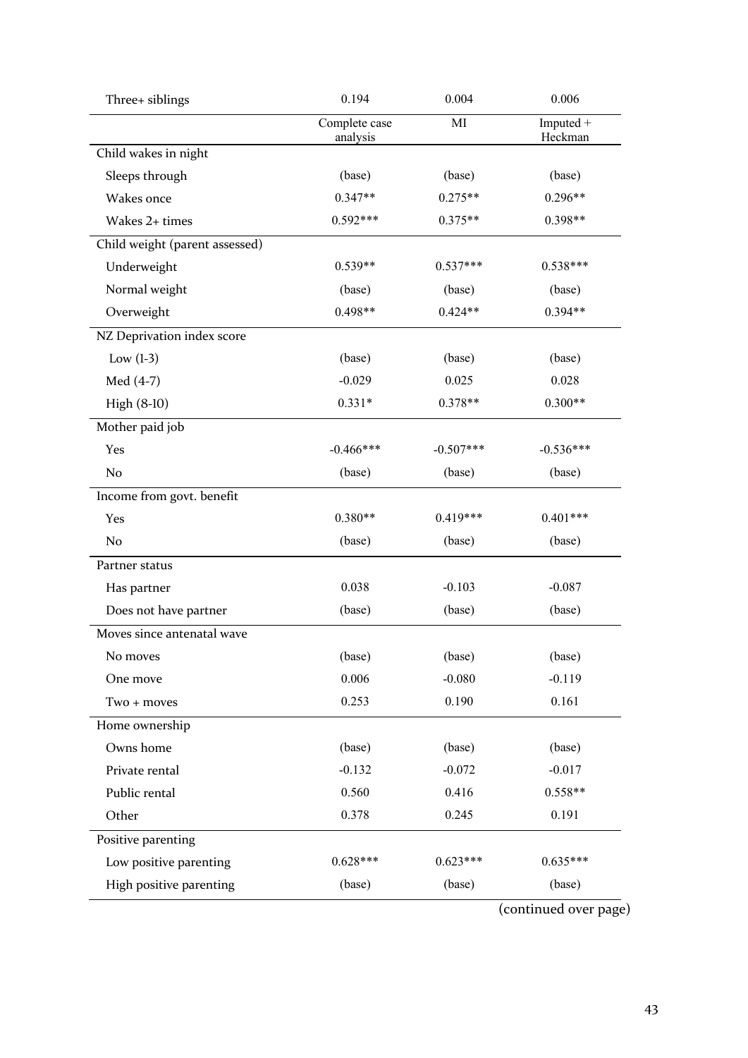| | | | |
|---|---|---|---|
| Three+ siblings | 0.194 | 0.004 | 0.006 |
| | Complete case analysis | MI | Imputed + Heckman |
| Child wakes in night | | | |
| Sleeps through | (base) | (base) | (base) |
| Wakes once | 0.347** | 0.275** | 0.296** |
| Wakes 2+ times | 0.592*** | 0.375** | 0.398** |
| Child weight (parent assessed) | | | |
| Underweight | 0.539** | 0.537*** | 0.538*** |
| Normal weight | (base) | (base) | (base) |
| Overweight | 0.498** | 0.424** | 0.394** |
| NZ Deprivation index score | | | |
| Low (1-3) | (base) | (base) | (base) |
| Med (4-7) | -0.029 | 0.025 | 0.028 |
| High (8-10) | 0.331* | 0.378** | 0.300** |
| Mother paid job | | | |
| Yes | -0.466*** | -0.507*** | -0.536*** |
| No | (base) | (base) | (base) |
| Income from govt. benefit | | | |
| Yes | 0.380** | 0.419*** | 0.401*** |
| No | (base) | (base) | (base) |
| Partner status | | | |
| Has partner | 0.038 | -0.103 | -0.087 |
| Does not have partner | (base) | (base) | (base) |
| Moves since antenatal wave | | | |
| No moves | (base) | (base) | (base) |
| One move | 0.006 | -0.080 | -0.119 |
| Two + moves | 0.253 | 0.190 | 0.161 |
| Home ownership | | | |
| Owns home | (base) | (base) | (base) |
| Private rental | -0.132 | -0.072 | -0.017 |
| Public rental | 0.560 | 0.416 | 0.558** |
| Other | 0.378 | 0.245 | 0.191 |
| Positive parenting | | | |
| Low positive parenting | 0.628*** | 0.623*** | 0.635*** |
| High positive parenting | (base) | (base) | (base) |

(continued over page)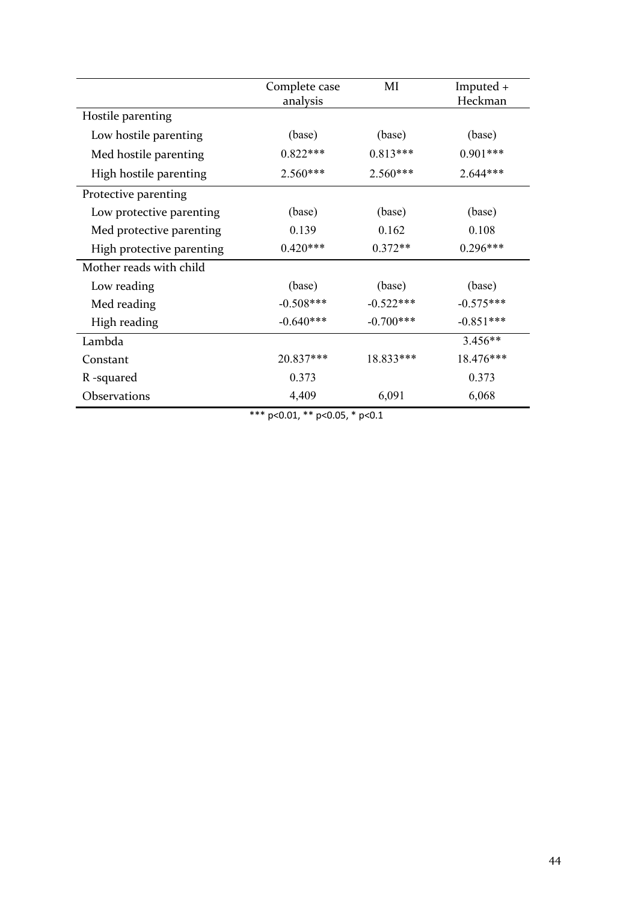| | Complete case analysis | MI | Imputed + Heckman |
|---|---|---|---|
| Hostile parenting | | | |
| Low hostile parenting | (base) | (base) | (base) |
| Med hostile parenting | 0.822*** | 0.813*** | 0.901*** |
| High hostile parenting | 2.560*** | 2.560*** | 2.644*** |
| Protective parenting | | | |
| Low protective parenting | (base) | (base) | (base) |
| Med protective parenting | 0.139 | 0.162 | 0.108 |
| High protective parenting | 0.420*** | 0.372** | 0.296*** |
| Mother reads with child | | | |
| Low reading | (base) | (base) | (base) |
| Med reading | -0.508*** | -0.522*** | -0.575*** |
| High reading | -0.640*** | -0.700*** | -0.851*** |
| Lambda | | | 3.456** |
| Constant | 20.837*** | 18.833*** | 18.476*** |
| R -squared | 0.373 | | 0.373 |
| Observations | 4,409 | 6,091 | 6,068 |

*** p<0.01, ** p<0.05, * p<0.1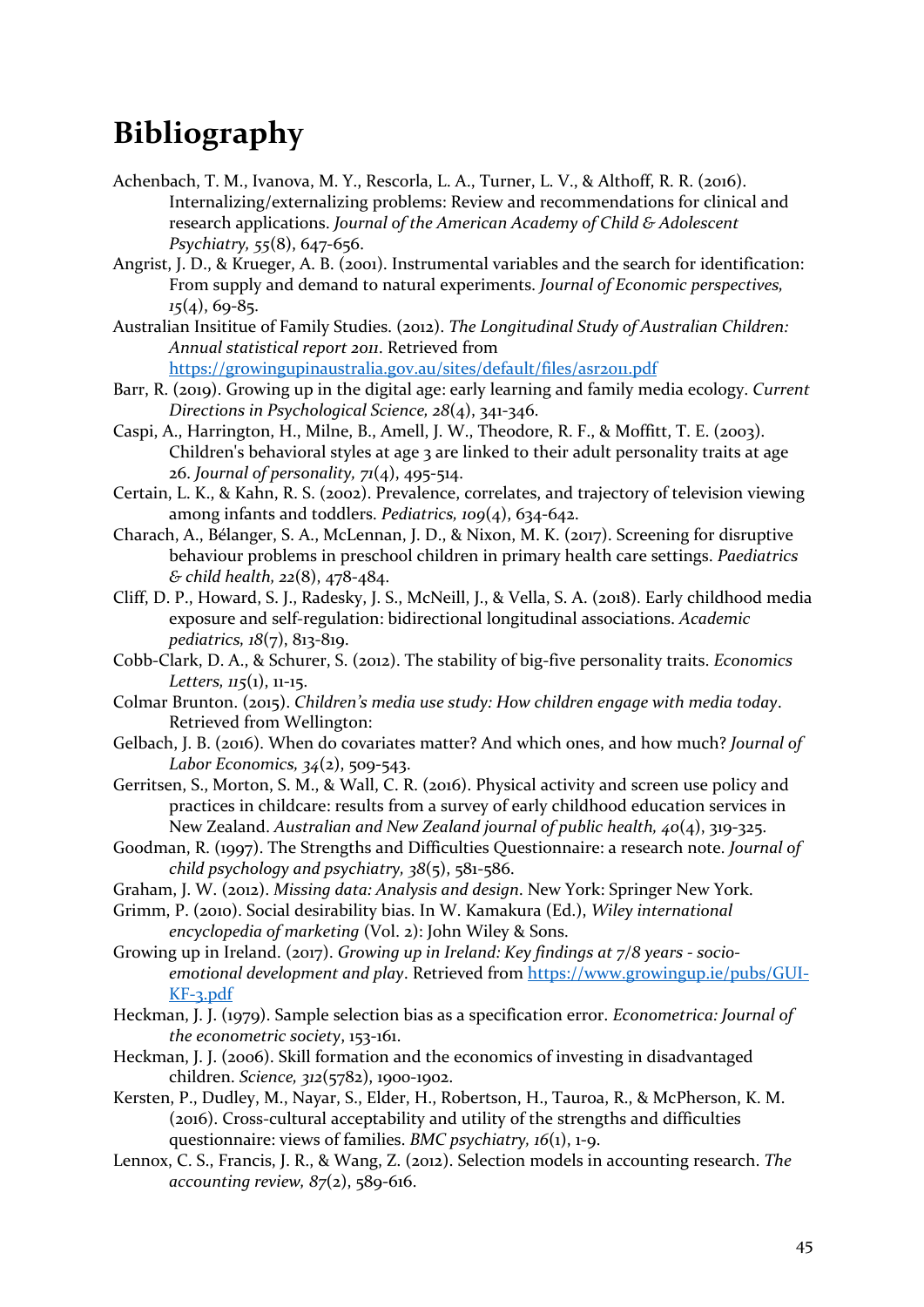# Bibliography

Achenbach, T. M., Ivanova, M. Y., Rescorla, L. A., Turner, L. V., & Althoff, R. R. (2016). Internalizing/externalizing problems: Review and recommendations for clinical and research applications. *Journal of the American Academy of Child & Adolescent Psychiatry, 55*(8), 647-656.

Angrist, J. D., & Krueger, A. B. (2001). Instrumental variables and the search for identification: From supply and demand to natural experiments. *Journal of Economic perspectives, 15*(4), 69-85.

Australian Insititue of Family Studies. (2012). *The Longitudinal Study of Australian Children: Annual statistical report 2011*. Retrieved from https://growingupinaustralia.gov.au/sites/default/files/asr2011.pdf

Barr, R. (2019). Growing up in the digital age: early learning and family media ecology. *Current Directions in Psychological Science, 28*(4), 341-346.

Caspi, A., Harrington, H., Milne, B., Amell, J. W., Theodore, R. F., & Moffitt, T. E. (2003). Children's behavioral styles at age 3 are linked to their adult personality traits at age 26. *Journal of personality, 71*(4), 495-514.

Certain, L. K., & Kahn, R. S. (2002). Prevalence, correlates, and trajectory of television viewing among infants and toddlers. *Pediatrics, 109*(4), 634-642.

Charach, A., Bélanger, S. A., McLennan, J. D., & Nixon, M. K. (2017). Screening for disruptive behaviour problems in preschool children in primary health care settings. *Paediatrics & child health, 22*(8), 478-484.

Cliff, D. P., Howard, S. J., Radesky, J. S., McNeill, J., & Vella, S. A. (2018). Early childhood media exposure and self-regulation: bidirectional longitudinal associations. *Academic pediatrics, 18*(7), 813-819.

Cobb-Clark, D. A., & Schurer, S. (2012). The stability of big-five personality traits. *Economics Letters, 115*(1), 11-15.

Colmar Brunton. (2015). *Children's media use study: How children engage with media today*. Retrieved from Wellington:

Gelbach, J. B. (2016). When do covariates matter? And which ones, and how much? *Journal of Labor Economics, 34*(2), 509-543.

Gerritsen, S., Morton, S. M., & Wall, C. R. (2016). Physical activity and screen use policy and practices in childcare: results from a survey of early childhood education services in New Zealand. *Australian and New Zealand journal of public health, 40*(4), 319-325.

Goodman, R. (1997). The Strengths and Difficulties Questionnaire: a research note. *Journal of child psychology and psychiatry, 38*(5), 581-586.

Graham, J. W. (2012). *Missing data: Analysis and design*. New York: Springer New York.

Grimm, P. (2010). Social desirability bias. In W. Kamakura (Ed.), *Wiley international encyclopedia of marketing* (Vol. 2): John Wiley & Sons.

Growing up in Ireland. (2017). *Growing up in Ireland: Key findings at 7/8 years - socio-emotional development and play*. Retrieved from https://www.growingup.ie/pubs/GUI-KF-3.pdf

Heckman, J. J. (1979). Sample selection bias as a specification error. *Econometrica: Journal of the econometric society*, 153-161.

Heckman, J. J. (2006). Skill formation and the economics of investing in disadvantaged children. *Science, 312*(5782), 1900-1902.

Kersten, P., Dudley, M., Nayar, S., Elder, H., Robertson, H., Tauroa, R., & McPherson, K. M. (2016). Cross-cultural acceptability and utility of the strengths and difficulties questionnaire: views of families. *BMC psychiatry, 16*(1), 1-9.

Lennox, C. S., Francis, J. R., & Wang, Z. (2012). Selection models in accounting research. *The accounting review, 87*(2), 589-616.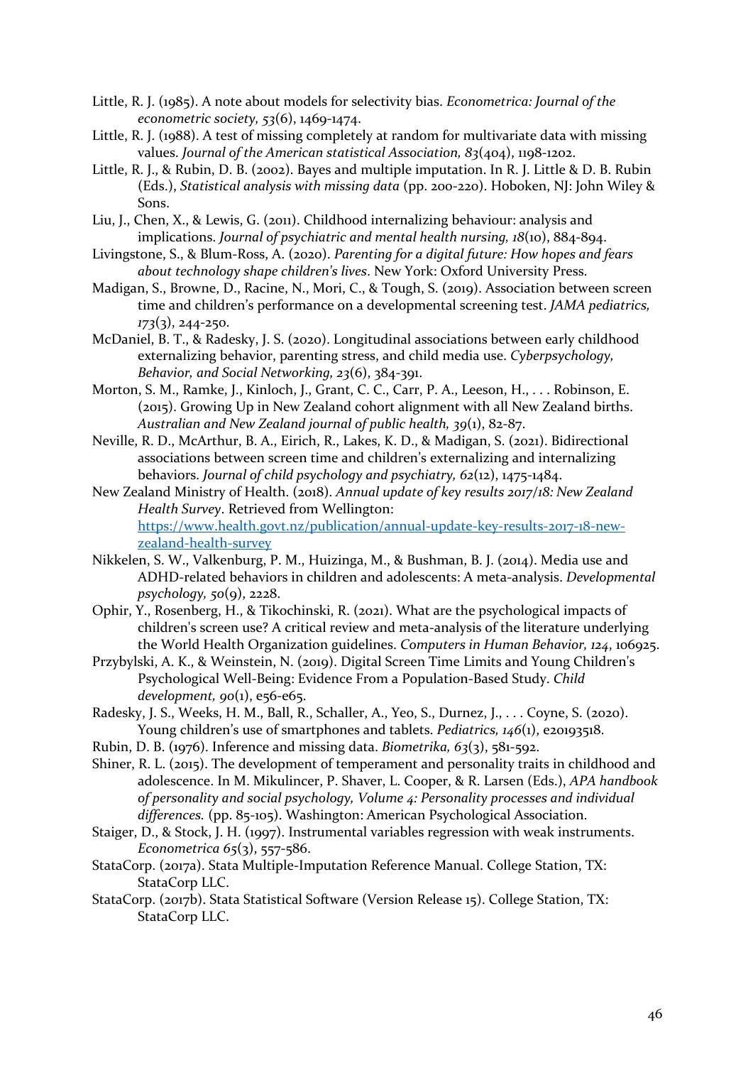Little, R. J. (1985). A note about models for selectivity bias. *Econometrica: Journal of the econometric society, 53*(6), 1469-1474.

Little, R. J. (1988). A test of missing completely at random for multivariate data with missing values. *Journal of the American statistical Association, 83*(404), 1198-1202.

Little, R. J., & Rubin, D. B. (2002). Bayes and multiple imputation. In R. J. Little & D. B. Rubin (Eds.), *Statistical analysis with missing data* (pp. 200-220). Hoboken, NJ: John Wiley & Sons.

Liu, J., Chen, X., & Lewis, G. (2011). Childhood internalizing behaviour: analysis and implications. *Journal of psychiatric and mental health nursing, 18*(10), 884-894.

Livingstone, S., & Blum-Ross, A. (2020). *Parenting for a digital future: How hopes and fears about technology shape children's lives*. New York: Oxford University Press.

Madigan, S., Browne, D., Racine, N., Mori, C., & Tough, S. (2019). Association between screen time and children's performance on a developmental screening test. *JAMA pediatrics, 173*(3), 244-250.

McDaniel, B. T., & Radesky, J. S. (2020). Longitudinal associations between early childhood externalizing behavior, parenting stress, and child media use. *Cyberpsychology, Behavior, and Social Networking, 23*(6), 384-391.

Morton, S. M., Ramke, J., Kinloch, J., Grant, C. C., Carr, P. A., Leeson, H., . . . Robinson, E. (2015). Growing Up in New Zealand cohort alignment with all New Zealand births. *Australian and New Zealand journal of public health, 39*(1), 82-87.

Neville, R. D., McArthur, B. A., Eirich, R., Lakes, K. D., & Madigan, S. (2021). Bidirectional associations between screen time and children's externalizing and internalizing behaviors. *Journal of child psychology and psychiatry, 62*(12), 1475-1484.

New Zealand Ministry of Health. (2018). *Annual update of key results 2017/18: New Zealand Health Survey*. Retrieved from Wellington: https://www.health.govt.nz/publication/annual-update-key-results-2017-18-new-zealand-health-survey

Nikkelen, S. W., Valkenburg, P. M., Huizinga, M., & Bushman, B. J. (2014). Media use and ADHD-related behaviors in children and adolescents: A meta-analysis. *Developmental psychology, 50*(9), 2228.

Ophir, Y., Rosenberg, H., & Tikochinski, R. (2021). What are the psychological impacts of children's screen use? A critical review and meta-analysis of the literature underlying the World Health Organization guidelines. *Computers in Human Behavior, 124*, 106925.

Przybylski, A. K., & Weinstein, N. (2019). Digital Screen Time Limits and Young Children's Psychological Well-Being: Evidence From a Population-Based Study. *Child development, 90*(1), e56-e65.

Radesky, J. S., Weeks, H. M., Ball, R., Schaller, A., Yeo, S., Durnez, J., . . . Coyne, S. (2020). Young children's use of smartphones and tablets. *Pediatrics, 146*(1), e20193518.

Rubin, D. B. (1976). Inference and missing data. *Biometrika, 63*(3), 581-592.

Shiner, R. L. (2015). The development of temperament and personality traits in childhood and adolescence. In M. Mikulincer, P. Shaver, L. Cooper, & R. Larsen (Eds.), *APA handbook of personality and social psychology, Volume 4: Personality processes and individual differences.* (pp. 85-105). Washington: American Psychological Association.

Staiger, D., & Stock, J. H. (1997). Instrumental variables regression with weak instruments. *Econometrica 65*(3), 557-586.

StataCorp. (2017a). Stata Multiple-Imputation Reference Manual. College Station, TX: StataCorp LLC.

StataCorp. (2017b). Stata Statistical Software (Version Release 15). College Station, TX: StataCorp LLC.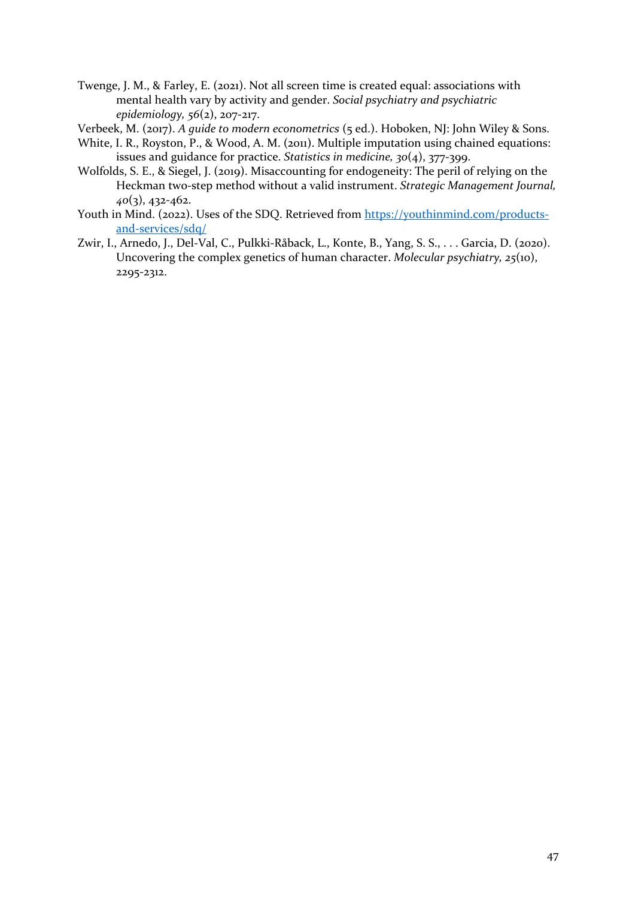Twenge, J. M., & Farley, E. (2021). Not all screen time is created equal: associations with mental health vary by activity and gender. *Social psychiatry and psychiatric epidemiology, 56*(2), 207-217.

Verbeek, M. (2017). *A guide to modern econometrics* (5 ed.). Hoboken, NJ: John Wiley & Sons.

White, I. R., Royston, P., & Wood, A. M. (2011). Multiple imputation using chained equations: issues and guidance for practice. *Statistics in medicine, 30*(4), 377-399.

Wolfolds, S. E., & Siegel, J. (2019). Misaccounting for endogeneity: The peril of relying on the Heckman two-step method without a valid instrument. *Strategic Management Journal, 40*(3), 432-462.

Youth in Mind. (2022). Uses of the SDQ. Retrieved from [https://youthinmind.com/products-and-services/sdq/](https://youthinmind.com/products-and-services/sdq/)

Zwir, I., Arnedo, J., Del-Val, C., Pulkki-Råback, L., Konte, B., Yang, S. S., . . . Garcia, D. (2020). Uncovering the complex genetics of human character. *Molecular psychiatry, 25*(10), 2295-2312.